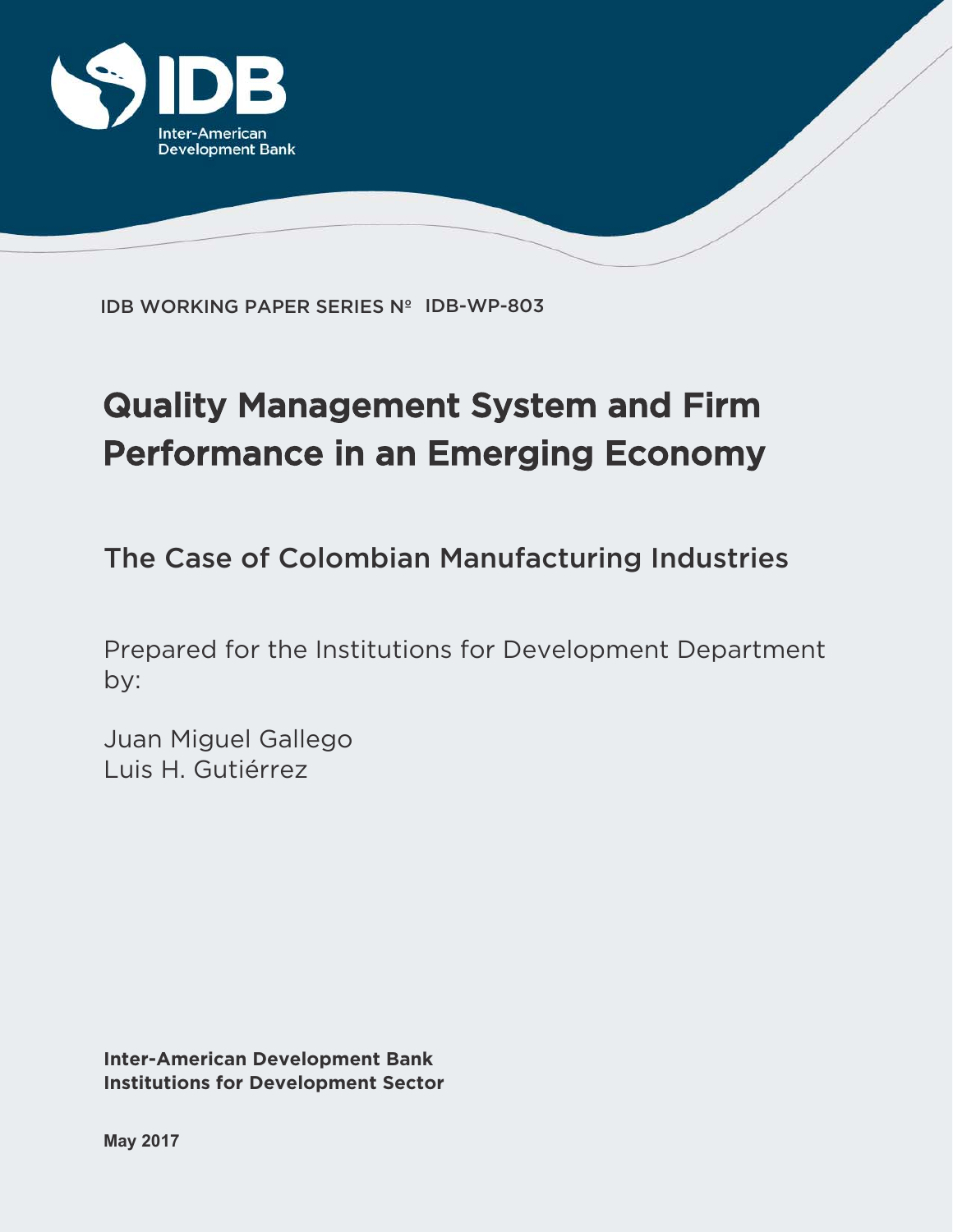IDB WORKING PAPER SERIES Nº IDB-WP-803

# Quality Management System and Firm Performance in an Emerging Economy

## The Case of Colombian Manufacturing Industries

Prepared for the Institutions for Development Department by:

Juan Miguel Gallego
Luis H. Gutiérrez

**Inter-American Development Bank**
**Institutions for Development Sector**

**May 2017**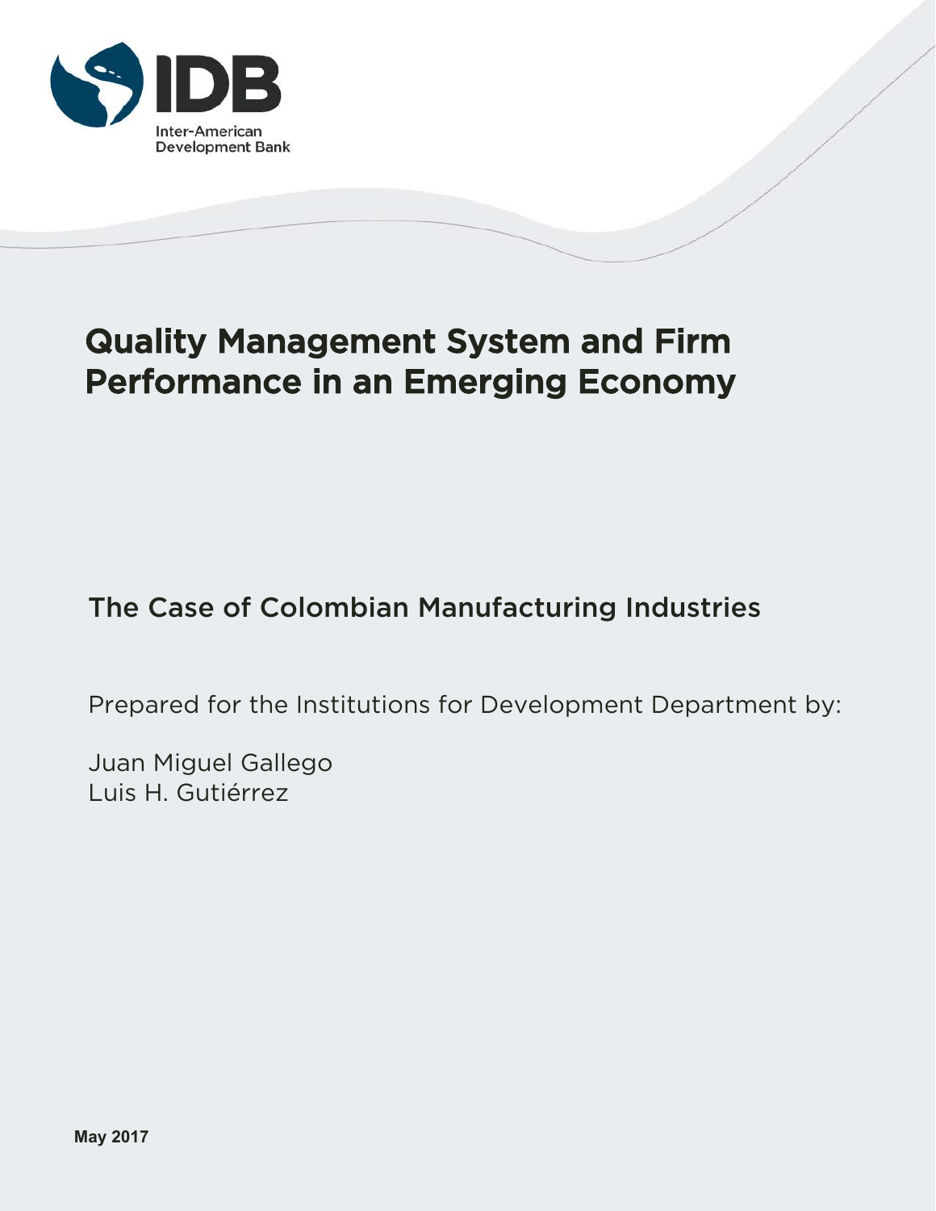# Quality Management System and Firm Performance in an Emerging Economy

## The Case of Colombian Manufacturing Industries

Prepared for the Institutions for Development Department by:

Juan Miguel Gallego
Luis H. Gutiérrez

**May 2017**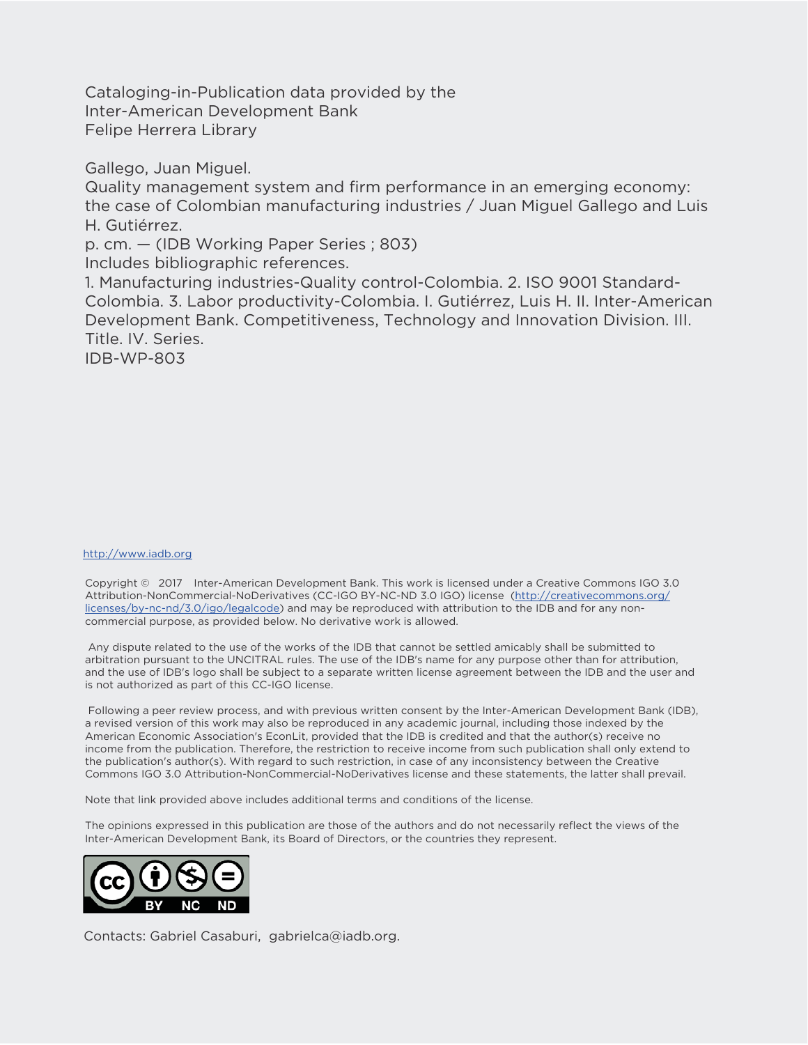Cataloging-in-Publication data provided by the
Inter-American Development Bank
Felipe Herrera Library

Gallego, Juan Miguel.
Quality management system and firm performance in an emerging economy: the case of Colombian manufacturing industries / Juan Miguel Gallego and Luis H. Gutiérrez.
p. cm. — (IDB Working Paper Series ; 803)
Includes bibliographic references.
1. Manufacturing industries-Quality control-Colombia. 2. ISO 9001 Standard-Colombia. 3. Labor productivity-Colombia. I. Gutiérrez, Luis H. II. Inter-American Development Bank. Competitiveness, Technology and Innovation Division. III. Title. IV. Series.
IDB-WP-803

http://www.iadb.org

Copyright © 2017 Inter-American Development Bank. This work is licensed under a Creative Commons IGO 3.0 Attribution-NonCommercial-NoDerivatives (CC-IGO BY-NC-ND 3.0 IGO) license (http://creativecommons.org/licenses/by-nc-nd/3.0/igo/legalcode) and may be reproduced with attribution to the IDB and for any non-commercial purpose, as provided below. No derivative work is allowed.

Any dispute related to the use of the works of the IDB that cannot be settled amicably shall be submitted to arbitration pursuant to the UNCITRAL rules. The use of the IDB's name for any purpose other than for attribution, and the use of IDB's logo shall be subject to a separate written license agreement between the IDB and the user and is not authorized as part of this CC-IGO license.

Following a peer review process, and with previous written consent by the Inter-American Development Bank (IDB), a revised version of this work may also be reproduced in any academic journal, including those indexed by the American Economic Association's EconLit, provided that the IDB is credited and that the author(s) receive no income from the publication. Therefore, the restriction to receive income from such publication shall only extend to the publication's author(s). With regard to such restriction, in case of any inconsistency between the Creative Commons IGO 3.0 Attribution-NonCommercial-NoDerivatives license and these statements, the latter shall prevail.

Note that link provided above includes additional terms and conditions of the license.

The opinions expressed in this publication are those of the authors and do not necessarily reflect the views of the Inter-American Development Bank, its Board of Directors, or the countries they represent.

Contacts: Gabriel Casaburi, gabrielca@iadb.org.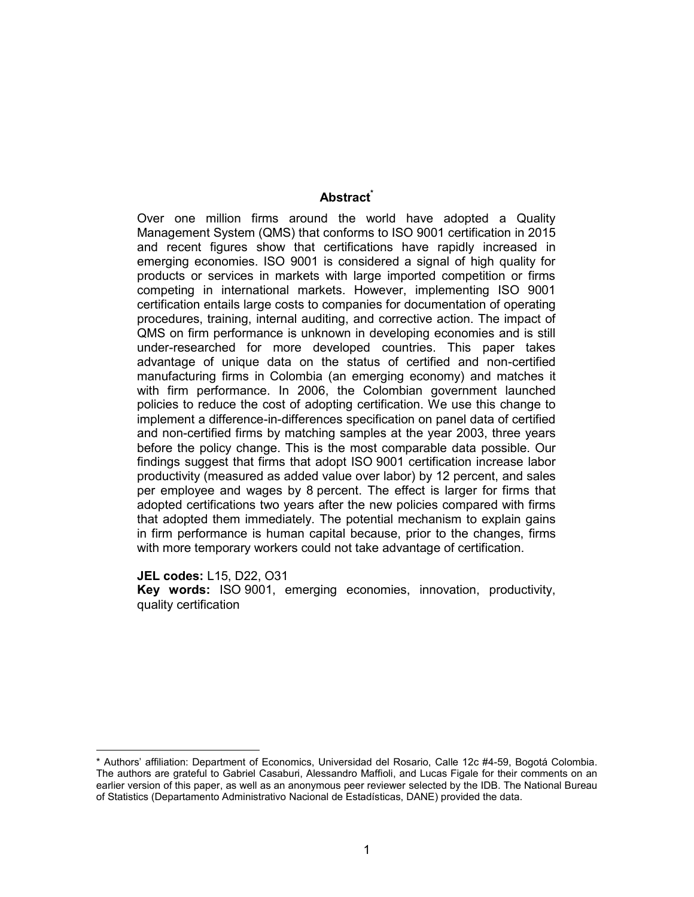# Abstract[*]

Over one million firms around the world have adopted a Quality Management System (QMS) that conforms to ISO 9001 certification in 2015 and recent figures show that certifications have rapidly increased in emerging economies. ISO 9001 is considered a signal of high quality for products or services in markets with large imported competition or firms competing in international markets. However, implementing ISO 9001 certification entails large costs to companies for documentation of operating procedures, training, internal auditing, and corrective action. The impact of QMS on firm performance is unknown in developing economies and is still under-researched for more developed countries. This paper takes advantage of unique data on the status of certified and non-certified manufacturing firms in Colombia (an emerging economy) and matches it with firm performance. In 2006, the Colombian government launched policies to reduce the cost of adopting certification. We use this change to implement a difference-in-differences specification on panel data of certified and non-certified firms by matching samples at the year 2003, three years before the policy change. This is the most comparable data possible. Our findings suggest that firms that adopt ISO 9001 certification increase labor productivity (measured as added value over labor) by 12 percent, and sales per employee and wages by 8 percent. The effect is larger for firms that adopted certifications two years after the new policies compared with firms that adopted them immediately. The potential mechanism to explain gains in firm performance is human capital because, prior to the changes, firms with more temporary workers could not take advantage of certification.

**JEL codes:** L15, D22, O31

**Key words:** ISO 9001, emerging economies, innovation, productivity, quality certification

---

[*] Authors' affiliation: Department of Economics, Universidad del Rosario, Calle 12c #4-59, Bogotá Colombia. The authors are grateful to Gabriel Casaburi, Alessandro Maffioli, and Lucas Figale for their comments on an earlier version of this paper, as well as an anonymous peer reviewer selected by the IDB. The National Bureau of Statistics (Departamento Administrativo Nacional de Estadísticas, DANE) provided the data.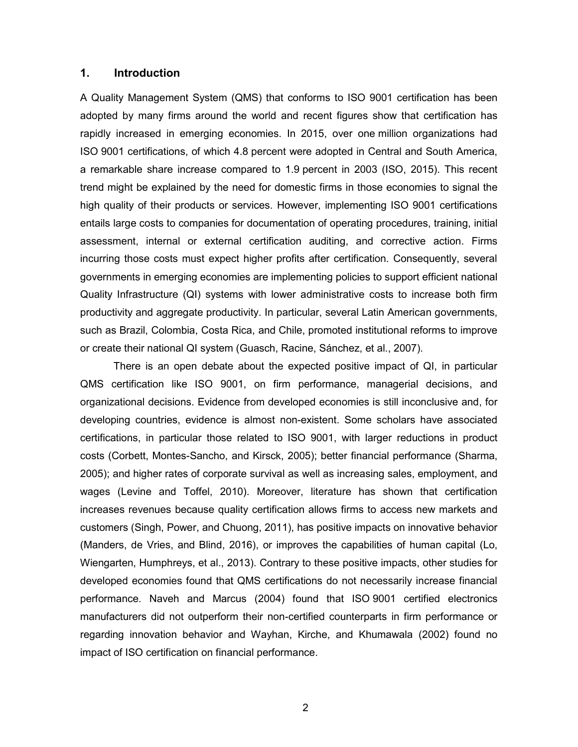## 1. Introduction

A Quality Management System (QMS) that conforms to ISO 9001 certification has been adopted by many firms around the world and recent figures show that certification has rapidly increased in emerging economies. In 2015, over one million organizations had ISO 9001 certifications, of which 4.8 percent were adopted in Central and South America, a remarkable share increase compared to 1.9 percent in 2003 (ISO, 2015). This recent trend might be explained by the need for domestic firms in those economies to signal the high quality of their products or services. However, implementing ISO 9001 certifications entails large costs to companies for documentation of operating procedures, training, initial assessment, internal or external certification auditing, and corrective action. Firms incurring those costs must expect higher profits after certification. Consequently, several governments in emerging economies are implementing policies to support efficient national Quality Infrastructure (QI) systems with lower administrative costs to increase both firm productivity and aggregate productivity. In particular, several Latin American governments, such as Brazil, Colombia, Costa Rica, and Chile, promoted institutional reforms to improve or create their national QI system (Guasch, Racine, Sánchez, et al., 2007).

There is an open debate about the expected positive impact of QI, in particular QMS certification like ISO 9001, on firm performance, managerial decisions, and organizational decisions. Evidence from developed economies is still inconclusive and, for developing countries, evidence is almost non-existent. Some scholars have associated certifications, in particular those related to ISO 9001, with larger reductions in product costs (Corbett, Montes-Sancho, and Kirsck, 2005); better financial performance (Sharma, 2005); and higher rates of corporate survival as well as increasing sales, employment, and wages (Levine and Toffel, 2010). Moreover, literature has shown that certification increases revenues because quality certification allows firms to access new markets and customers (Singh, Power, and Chuong, 2011), has positive impacts on innovative behavior (Manders, de Vries, and Blind, 2016), or improves the capabilities of human capital (Lo, Wiengarten, Humphreys, et al., 2013). Contrary to these positive impacts, other studies for developed economies found that QMS certifications do not necessarily increase financial performance. Naveh and Marcus (2004) found that ISO 9001 certified electronics manufacturers did not outperform their non-certified counterparts in firm performance or regarding innovation behavior and Wayhan, Kirche, and Khumawala (2002) found no impact of ISO certification on financial performance.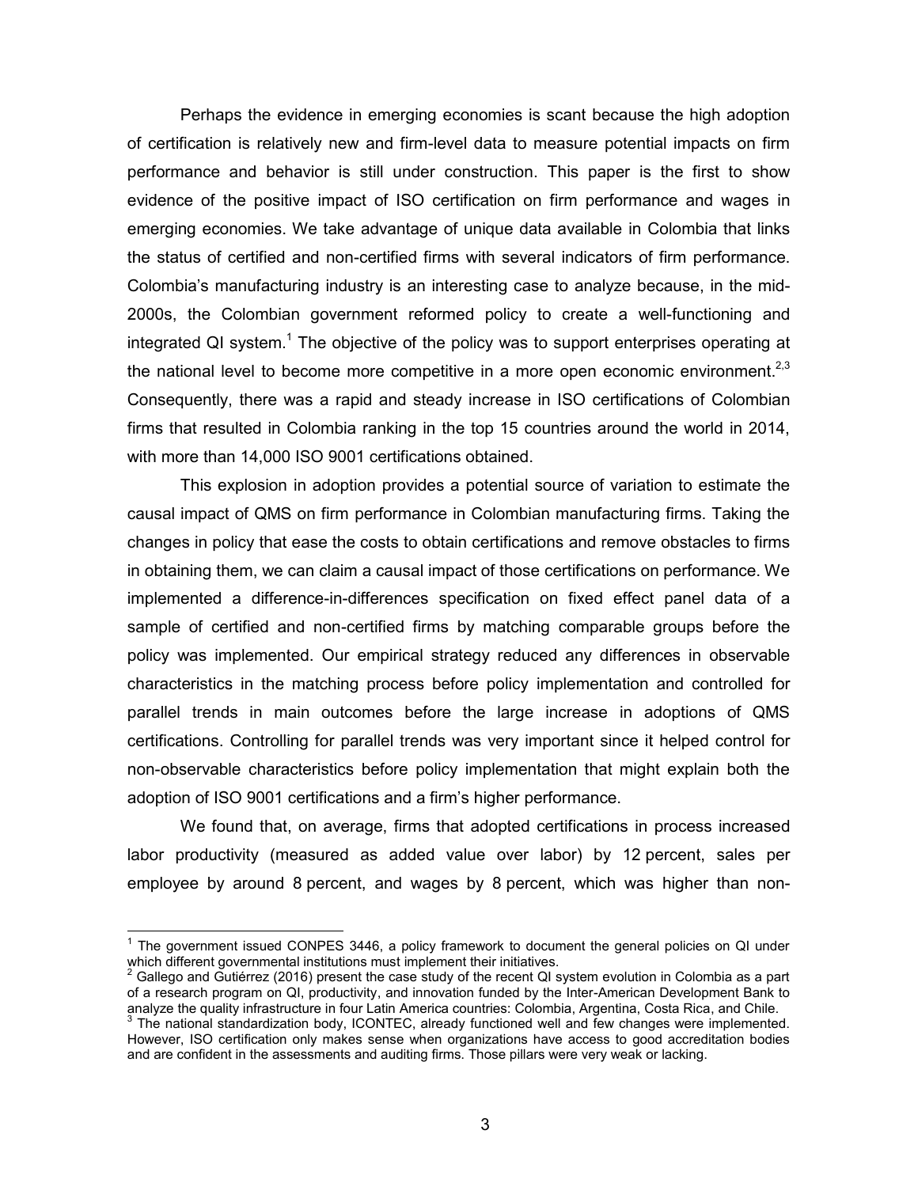Perhaps the evidence in emerging economies is scant because the high adoption of certification is relatively new and firm-level data to measure potential impacts on firm performance and behavior is still under construction. This paper is the first to show evidence of the positive impact of ISO certification on firm performance and wages in emerging economies. We take advantage of unique data available in Colombia that links the status of certified and non-certified firms with several indicators of firm performance. Colombia's manufacturing industry is an interesting case to analyze because, in the mid-2000s, the Colombian government reformed policy to create a well-functioning and integrated QI system.[1] The objective of the policy was to support enterprises operating at the national level to become more competitive in a more open economic environment.[2,3] Consequently, there was a rapid and steady increase in ISO certifications of Colombian firms that resulted in Colombia ranking in the top 15 countries around the world in 2014, with more than 14,000 ISO 9001 certifications obtained.

This explosion in adoption provides a potential source of variation to estimate the causal impact of QMS on firm performance in Colombian manufacturing firms. Taking the changes in policy that ease the costs to obtain certifications and remove obstacles to firms in obtaining them, we can claim a causal impact of those certifications on performance. We implemented a difference-in-differences specification on fixed effect panel data of a sample of certified and non-certified firms by matching comparable groups before the policy was implemented. Our empirical strategy reduced any differences in observable characteristics in the matching process before policy implementation and controlled for parallel trends in main outcomes before the large increase in adoptions of QMS certifications. Controlling for parallel trends was very important since it helped control for non-observable characteristics before policy implementation that might explain both the adoption of ISO 9001 certifications and a firm's higher performance.

We found that, on average, firms that adopted certifications in process increased labor productivity (measured as added value over labor) by 12 percent, sales per employee by around 8 percent, and wages by 8 percent, which was higher than non-

[1] The government issued CONPES 3446, a policy framework to document the general policies on QI under which different governmental institutions must implement their initiatives.

[2] Gallego and Gutiérrez (2016) present the case study of the recent QI system evolution in Colombia as a part of a research program on QI, productivity, and innovation funded by the Inter-American Development Bank to analyze the quality infrastructure in four Latin America countries: Colombia, Argentina, Costa Rica, and Chile.

[3] The national standardization body, ICONTEC, already functioned well and few changes were implemented. However, ISO certification only makes sense when organizations have access to good accreditation bodies and are confident in the assessments and auditing firms. Those pillars were very weak or lacking.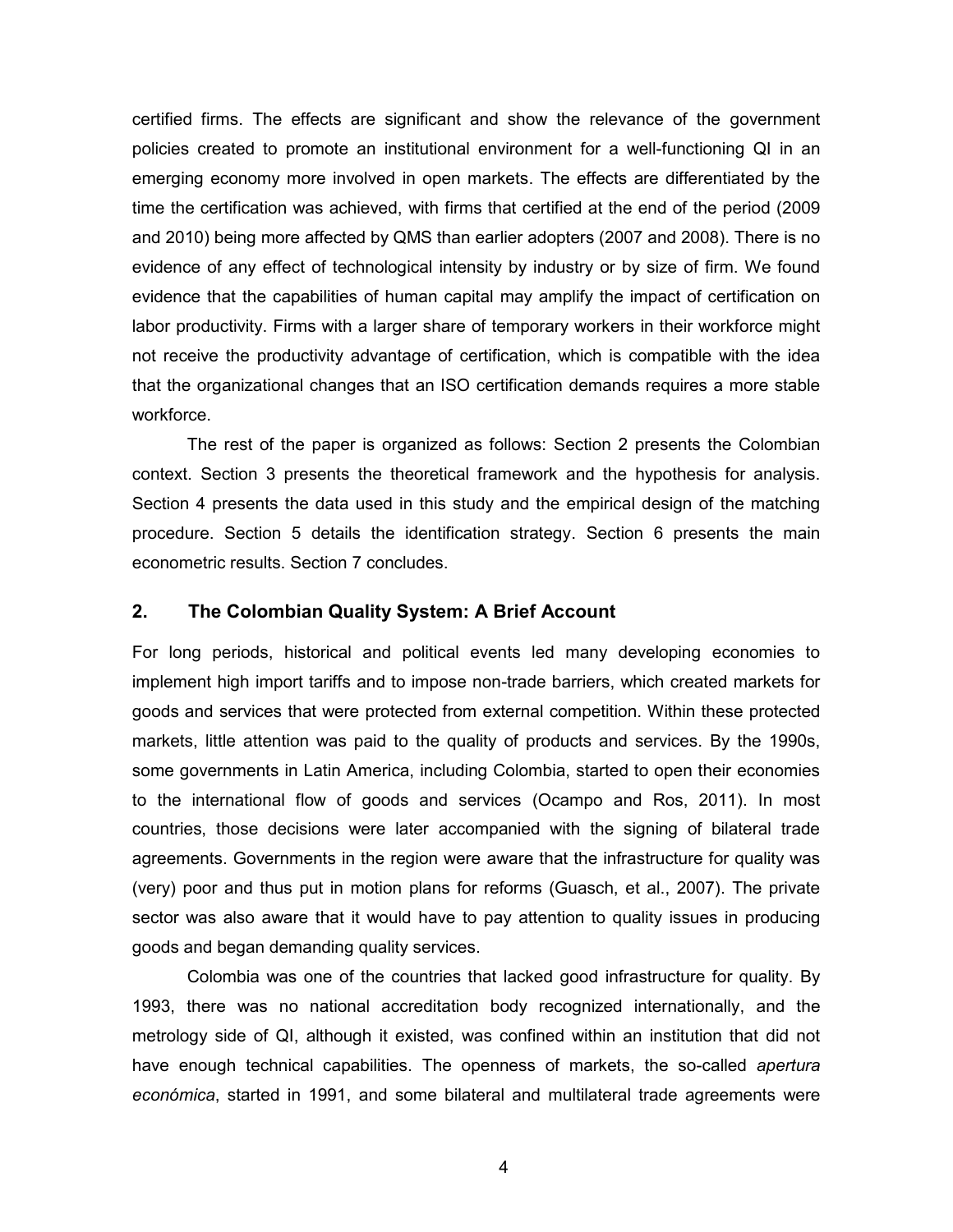certified firms. The effects are significant and show the relevance of the government policies created to promote an institutional environment for a well-functioning QI in an emerging economy more involved in open markets. The effects are differentiated by the time the certification was achieved, with firms that certified at the end of the period (2009 and 2010) being more affected by QMS than earlier adopters (2007 and 2008). There is no evidence of any effect of technological intensity by industry or by size of firm. We found evidence that the capabilities of human capital may amplify the impact of certification on labor productivity. Firms with a larger share of temporary workers in their workforce might not receive the productivity advantage of certification, which is compatible with the idea that the organizational changes that an ISO certification demands requires a more stable workforce.

The rest of the paper is organized as follows: Section 2 presents the Colombian context. Section 3 presents the theoretical framework and the hypothesis for analysis. Section 4 presents the data used in this study and the empirical design of the matching procedure. Section 5 details the identification strategy. Section 6 presents the main econometric results. Section 7 concludes.

## 2. The Colombian Quality System: A Brief Account

For long periods, historical and political events led many developing economies to implement high import tariffs and to impose non-trade barriers, which created markets for goods and services that were protected from external competition. Within these protected markets, little attention was paid to the quality of products and services. By the 1990s, some governments in Latin America, including Colombia, started to open their economies to the international flow of goods and services (Ocampo and Ros, 2011). In most countries, those decisions were later accompanied with the signing of bilateral trade agreements. Governments in the region were aware that the infrastructure for quality was (very) poor and thus put in motion plans for reforms (Guasch, et al., 2007). The private sector was also aware that it would have to pay attention to quality issues in producing goods and began demanding quality services.

Colombia was one of the countries that lacked good infrastructure for quality. By 1993, there was no national accreditation body recognized internationally, and the metrology side of QI, although it existed, was confined within an institution that did not have enough technical capabilities. The openness of markets, the so-called *apertura económica*, started in 1991, and some bilateral and multilateral trade agreements were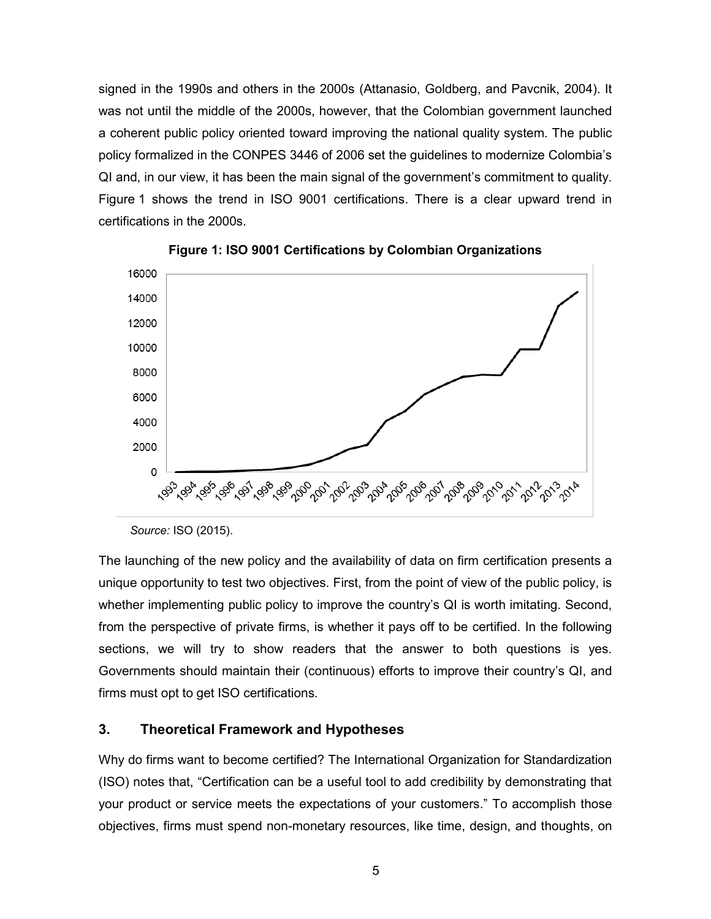signed in the 1990s and others in the 2000s (Attanasio, Goldberg, and Pavcnik, 2004). It was not until the middle of the 2000s, however, that the Colombian government launched a coherent public policy oriented toward improving the national quality system. The public policy formalized in the CONPES 3446 of 2006 set the guidelines to modernize Colombia's QI and, in our view, it has been the main signal of the government's commitment to quality. Figure 1 shows the trend in ISO 9001 certifications. There is a clear upward trend in certifications in the 2000s.

**Figure 1: ISO 9001 Certifications by Colombian Organizations**

*Source:* ISO (2015).

The launching of the new policy and the availability of data on firm certification presents a unique opportunity to test two objectives. First, from the point of view of the public policy, is whether implementing public policy to improve the country's QI is worth imitating. Second, from the perspective of private firms, is whether it pays off to be certified. In the following sections, we will try to show readers that the answer to both questions is yes. Governments should maintain their (continuous) efforts to improve their country's QI, and firms must opt to get ISO certifications.

## 3. Theoretical Framework and Hypotheses

Why do firms want to become certified? The International Organization for Standardization (ISO) notes that, "Certification can be a useful tool to add credibility by demonstrating that your product or service meets the expectations of your customers." To accomplish those objectives, firms must spend non-monetary resources, like time, design, and thoughts, on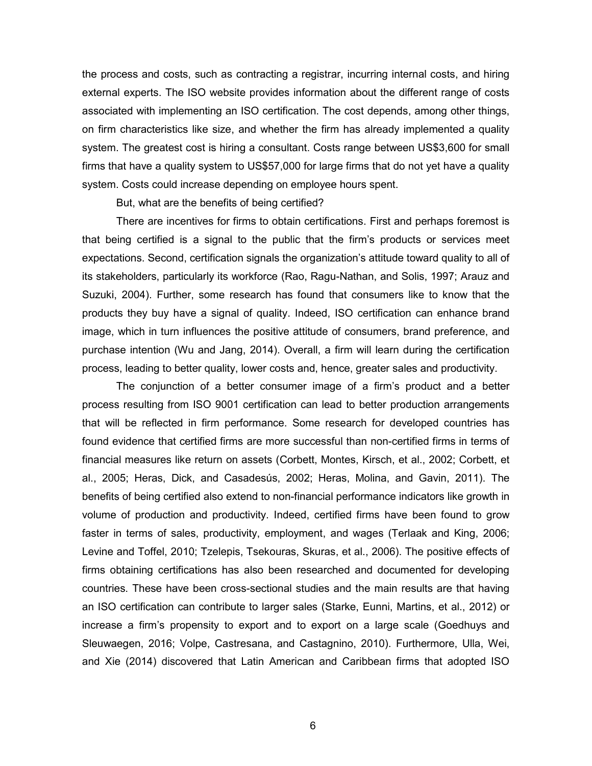the process and costs, such as contracting a registrar, incurring internal costs, and hiring external experts. The ISO website provides information about the different range of costs associated with implementing an ISO certification. The cost depends, among other things, on firm characteristics like size, and whether the firm has already implemented a quality system. The greatest cost is hiring a consultant. Costs range between US$3,600 for small firms that have a quality system to US$57,000 for large firms that do not yet have a quality system. Costs could increase depending on employee hours spent.

But, what are the benefits of being certified?

There are incentives for firms to obtain certifications. First and perhaps foremost is that being certified is a signal to the public that the firm's products or services meet expectations. Second, certification signals the organization's attitude toward quality to all of its stakeholders, particularly its workforce (Rao, Ragu-Nathan, and Solis, 1997; Arauz and Suzuki, 2004). Further, some research has found that consumers like to know that the products they buy have a signal of quality. Indeed, ISO certification can enhance brand image, which in turn influences the positive attitude of consumers, brand preference, and purchase intention (Wu and Jang, 2014). Overall, a firm will learn during the certification process, leading to better quality, lower costs and, hence, greater sales and productivity.

The conjunction of a better consumer image of a firm's product and a better process resulting from ISO 9001 certification can lead to better production arrangements that will be reflected in firm performance. Some research for developed countries has found evidence that certified firms are more successful than non-certified firms in terms of financial measures like return on assets (Corbett, Montes, Kirsch, et al., 2002; Corbett, et al., 2005; Heras, Dick, and Casadesús, 2002; Heras, Molina, and Gavin, 2011). The benefits of being certified also extend to non-financial performance indicators like growth in volume of production and productivity. Indeed, certified firms have been found to grow faster in terms of sales, productivity, employment, and wages (Terlaak and King, 2006; Levine and Toffel, 2010; Tzelepis, Tsekouras, Skuras, et al., 2006). The positive effects of firms obtaining certifications has also been researched and documented for developing countries. These have been cross-sectional studies and the main results are that having an ISO certification can contribute to larger sales (Starke, Eunni, Martins, et al., 2012) or increase a firm's propensity to export and to export on a large scale (Goedhuys and Sleuwaegen, 2016; Volpe, Castresana, and Castagnino, 2010). Furthermore, Ulla, Wei, and Xie (2014) discovered that Latin American and Caribbean firms that adopted ISO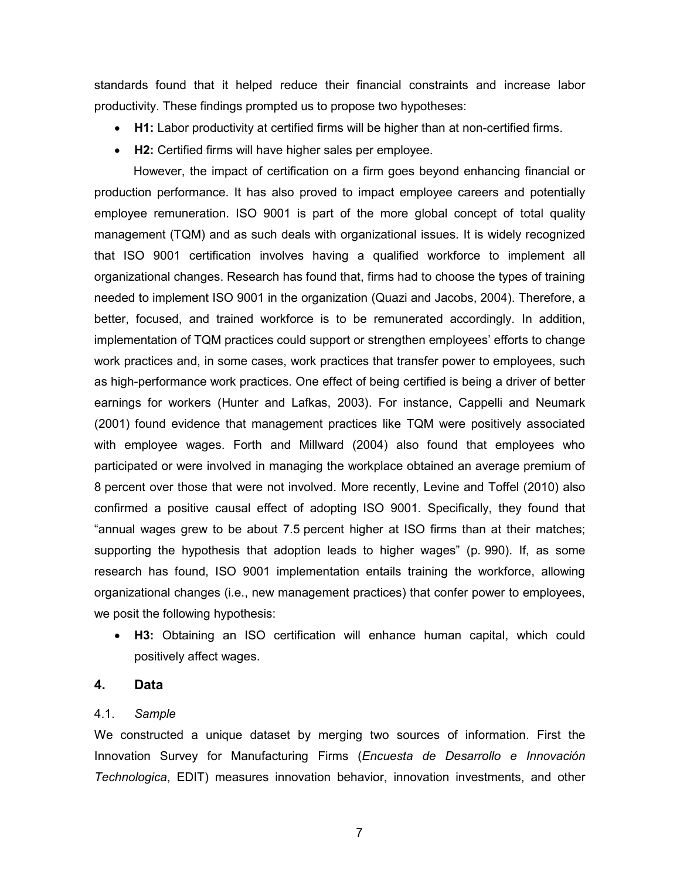standards found that it helped reduce their financial constraints and increase labor productivity. These findings prompted us to propose two hypotheses:

- **H1:** Labor productivity at certified firms will be higher than at non-certified firms.
- **H2:** Certified firms will have higher sales per employee.

However, the impact of certification on a firm goes beyond enhancing financial or production performance. It has also proved to impact employee careers and potentially employee remuneration. ISO 9001 is part of the more global concept of total quality management (TQM) and as such deals with organizational issues. It is widely recognized that ISO 9001 certification involves having a qualified workforce to implement all organizational changes. Research has found that, firms had to choose the types of training needed to implement ISO 9001 in the organization (Quazi and Jacobs, 2004). Therefore, a better, focused, and trained workforce is to be remunerated accordingly. In addition, implementation of TQM practices could support or strengthen employees' efforts to change work practices and, in some cases, work practices that transfer power to employees, such as high-performance work practices. One effect of being certified is being a driver of better earnings for workers (Hunter and Lafkas, 2003). For instance, Cappelli and Neumark (2001) found evidence that management practices like TQM were positively associated with employee wages. Forth and Millward (2004) also found that employees who participated or were involved in managing the workplace obtained an average premium of 8 percent over those that were not involved. More recently, Levine and Toffel (2010) also confirmed a positive causal effect of adopting ISO 9001. Specifically, they found that "annual wages grew to be about 7.5 percent higher at ISO firms than at their matches; supporting the hypothesis that adoption leads to higher wages" (p. 990). If, as some research has found, ISO 9001 implementation entails training the workforce, allowing organizational changes (i.e., new management practices) that confer power to employees, we posit the following hypothesis:

- **H3:** Obtaining an ISO certification will enhance human capital, which could positively affect wages.

## 4. Data

### 4.1. *Sample*

We constructed a unique dataset by merging two sources of information. First the Innovation Survey for Manufacturing Firms (*Encuesta de Desarrollo e Innovación Technologica*, EDIT) measures innovation behavior, innovation investments, and other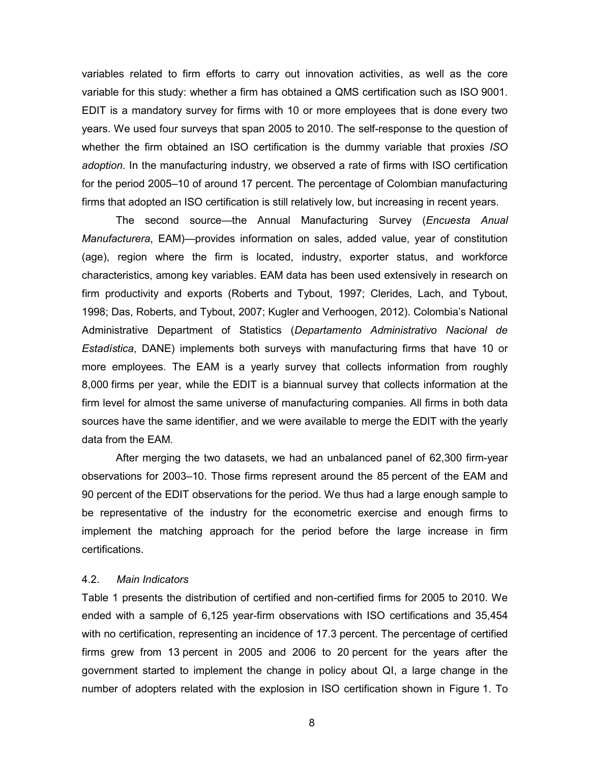variables related to firm efforts to carry out innovation activities, as well as the core variable for this study: whether a firm has obtained a QMS certification such as ISO 9001. EDIT is a mandatory survey for firms with 10 or more employees that is done every two years. We used four surveys that span 2005 to 2010. The self-response to the question of whether the firm obtained an ISO certification is the dummy variable that proxies *ISO adoption*. In the manufacturing industry, we observed a rate of firms with ISO certification for the period 2005–10 of around 17 percent. The percentage of Colombian manufacturing firms that adopted an ISO certification is still relatively low, but increasing in recent years.

The second source—the Annual Manufacturing Survey (*Encuesta Anual Manufacturera*, EAM)—provides information on sales, added value, year of constitution (age), region where the firm is located, industry, exporter status, and workforce characteristics, among key variables. EAM data has been used extensively in research on firm productivity and exports (Roberts and Tybout, 1997; Clerides, Lach, and Tybout, 1998; Das, Roberts, and Tybout, 2007; Kugler and Verhoogen, 2012). Colombia's National Administrative Department of Statistics (*Departamento Administrativo Nacional de Estadística*, DANE) implements both surveys with manufacturing firms that have 10 or more employees. The EAM is a yearly survey that collects information from roughly 8,000 firms per year, while the EDIT is a biannual survey that collects information at the firm level for almost the same universe of manufacturing companies. All firms in both data sources have the same identifier, and we were available to merge the EDIT with the yearly data from the EAM.

After merging the two datasets, we had an unbalanced panel of 62,300 firm-year observations for 2003–10. Those firms represent around the 85 percent of the EAM and 90 percent of the EDIT observations for the period. We thus had a large enough sample to be representative of the industry for the econometric exercise and enough firms to implement the matching approach for the period before the large increase in firm certifications.

### 4.2. *Main Indicators*

Table 1 presents the distribution of certified and non-certified firms for 2005 to 2010. We ended with a sample of 6,125 year-firm observations with ISO certifications and 35,454 with no certification, representing an incidence of 17.3 percent. The percentage of certified firms grew from 13 percent in 2005 and 2006 to 20 percent for the years after the government started to implement the change in policy about QI, a large change in the number of adopters related with the explosion in ISO certification shown in Figure 1. To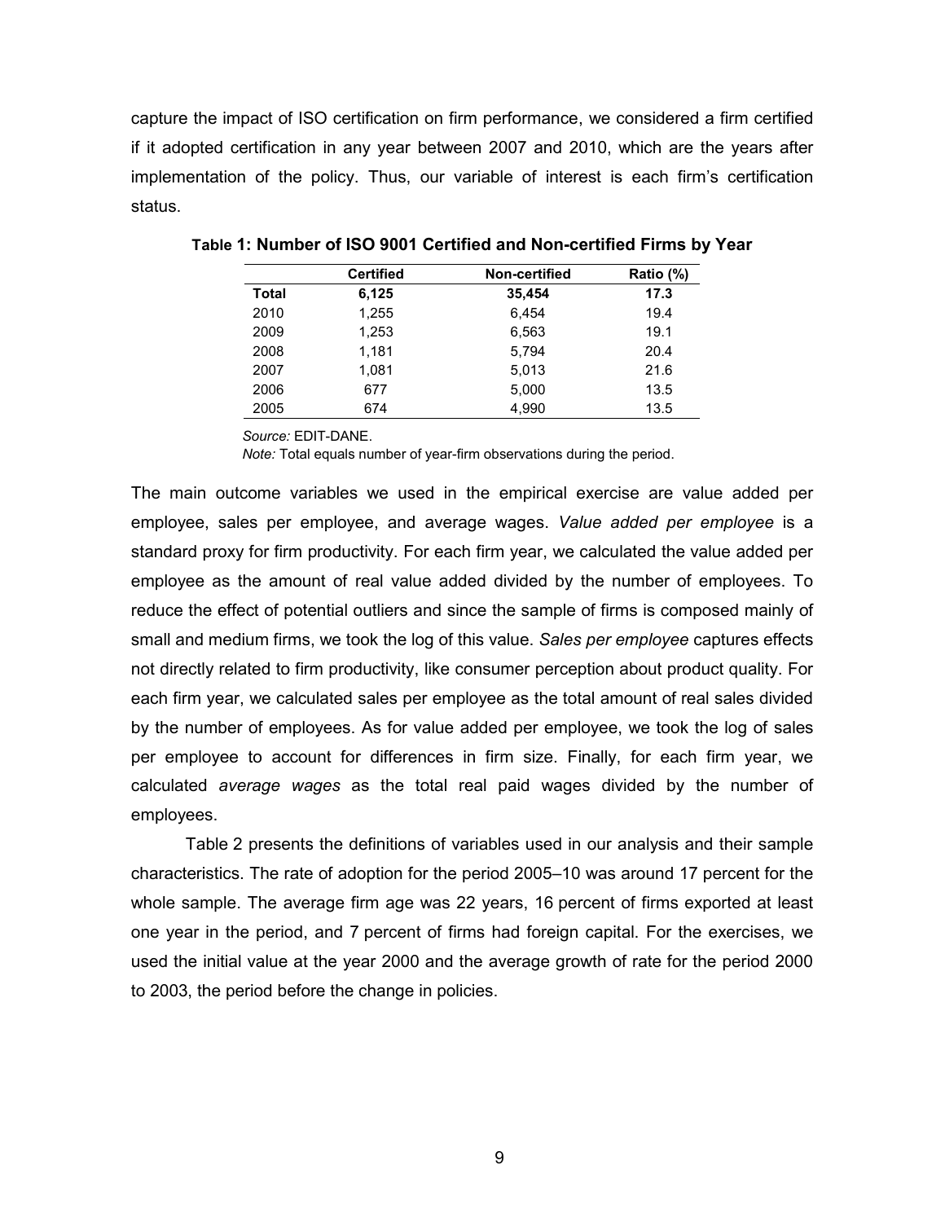capture the impact of ISO certification on firm performance, we considered a firm certified if it adopted certification in any year between 2007 and 2010, which are the years after implementation of the policy. Thus, our variable of interest is each firm's certification status.

**Table 1: Number of ISO 9001 Certified and Non-certified Firms by Year**

| | Certified | Non-certified | Ratio (%) |
|---|---|---|---|
| **Total** | **6,125** | **35,454** | **17.3** |
| 2010 | 1,255 | 6,454 | 19.4 |
| 2009 | 1,253 | 6,563 | 19.1 |
| 2008 | 1,181 | 5,794 | 20.4 |
| 2007 | 1,081 | 5,013 | 21.6 |
| 2006 | 677 | 5,000 | 13.5 |
| 2005 | 674 | 4,990 | 13.5 |

*Source:* EDIT-DANE.
*Note:* Total equals number of year-firm observations during the period.

The main outcome variables we used in the empirical exercise are value added per employee, sales per employee, and average wages. *Value added per employee* is a standard proxy for firm productivity. For each firm year, we calculated the value added per employee as the amount of real value added divided by the number of employees. To reduce the effect of potential outliers and since the sample of firms is composed mainly of small and medium firms, we took the log of this value. *Sales per employee* captures effects not directly related to firm productivity, like consumer perception about product quality. For each firm year, we calculated sales per employee as the total amount of real sales divided by the number of employees. As for value added per employee, we took the log of sales per employee to account for differences in firm size. Finally, for each firm year, we calculated *average wages* as the total real paid wages divided by the number of employees.

Table 2 presents the definitions of variables used in our analysis and their sample characteristics. The rate of adoption for the period 2005–10 was around 17 percent for the whole sample. The average firm age was 22 years, 16 percent of firms exported at least one year in the period, and 7 percent of firms had foreign capital. For the exercises, we used the initial value at the year 2000 and the average growth of rate for the period 2000 to 2003, the period before the change in policies.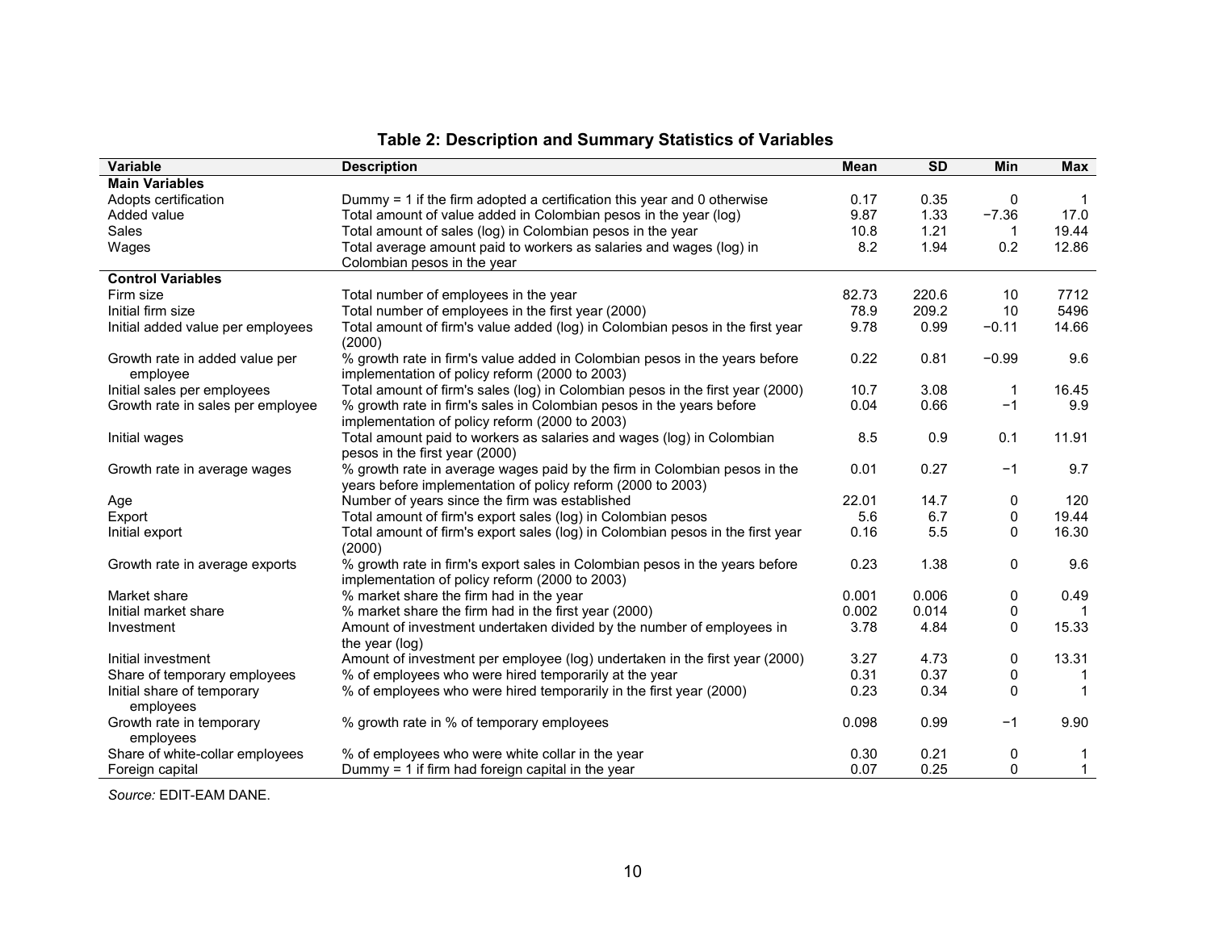## Table 2: Description and Summary Statistics of Variables

| Variable | Description | Mean | SD | Min | Max |
|---|---|---|---|---|---|
| **Main Variables** | | | | | |
| Adopts certification | Dummy = 1 if the firm adopted a certification this year and 0 otherwise | 0.17 | 0.35 | 0 | 1 |
| Added value | Total amount of value added in Colombian pesos in the year (log) | 9.87 | 1.33 | −7.36 | 17.0 |
| Sales | Total amount of sales (log) in Colombian pesos in the year | 10.8 | 1.21 | 1 | 19.44 |
| Wages | Total average amount paid to workers as salaries and wages (log) in Colombian pesos in the year | 8.2 | 1.94 | 0.2 | 12.86 |
| **Control Variables** | | | | | |
| Firm size | Total number of employees in the year | 82.73 | 220.6 | 10 | 7712 |
| Initial firm size | Total number of employees in the first year (2000) | 78.9 | 209.2 | 10 | 5496 |
| Initial added value per employees | Total amount of firm's value added (log) in Colombian pesos in the first year (2000) | 9.78 | 0.99 | −0.11 | 14.66 |
| Growth rate in added value per employee | % growth rate in firm's value added in Colombian pesos in the years before implementation of policy reform (2000 to 2003) | 0.22 | 0.81 | −0.99 | 9.6 |
| Initial sales per employees | Total amount of firm's sales (log) in Colombian pesos in the first year (2000) | 10.7 | 3.08 | 1 | 16.45 |
| Growth rate in sales per employee | % growth rate in firm's sales in Colombian pesos in the years before implementation of policy reform (2000 to 2003) | 0.04 | 0.66 | −1 | 9.9 |
| Initial wages | Total amount paid to workers as salaries and wages (log) in Colombian pesos in the first year (2000) | 8.5 | 0.9 | 0.1 | 11.91 |
| Growth rate in average wages | % growth rate in average wages paid by the firm in Colombian pesos in the years before implementation of policy reform (2000 to 2003) | 0.01 | 0.27 | −1 | 9.7 |
| Age | Number of years since the firm was established | 22.01 | 14.7 | 0 | 120 |
| Export | Total amount of firm's export sales (log) in Colombian pesos | 5.6 | 6.7 | 0 | 19.44 |
| Initial export | Total amount of firm's export sales (log) in Colombian pesos in the first year (2000) | 0.16 | 5.5 | 0 | 16.30 |
| Growth rate in average exports | % growth rate in firm's export sales in Colombian pesos in the years before implementation of policy reform (2000 to 2003) | 0.23 | 1.38 | 0 | 9.6 |
| Market share | % market share the firm had in the year | 0.001 | 0.006 | 0 | 0.49 |
| Initial market share | % market share the firm had in the first year (2000) | 0.002 | 0.014 | 0 | 1 |
| Investment | Amount of investment undertaken divided by the number of employees in the year (log) | 3.78 | 4.84 | 0 | 15.33 |
| Initial investment | Amount of investment per employee (log) undertaken in the first year (2000) | 3.27 | 4.73 | 0 | 13.31 |
| Share of temporary employees | % of employees who were hired temporarily at the year | 0.31 | 0.37 | 0 | 1 |
| Initial share of temporary employees | % of employees who were hired temporarily in the first year (2000) | 0.23 | 0.34 | 0 | 1 |
| Growth rate in temporary employees | % growth rate in % of temporary employees | 0.098 | 0.99 | −1 | 9.90 |
| Share of white-collar employees | % of employees who were white collar in the year | 0.30 | 0.21 | 0 | 1 |
| Foreign capital | Dummy = 1 if firm had foreign capital in the year | 0.07 | 0.25 | 0 | 1 |

*Source:* EDIT-EAM DANE.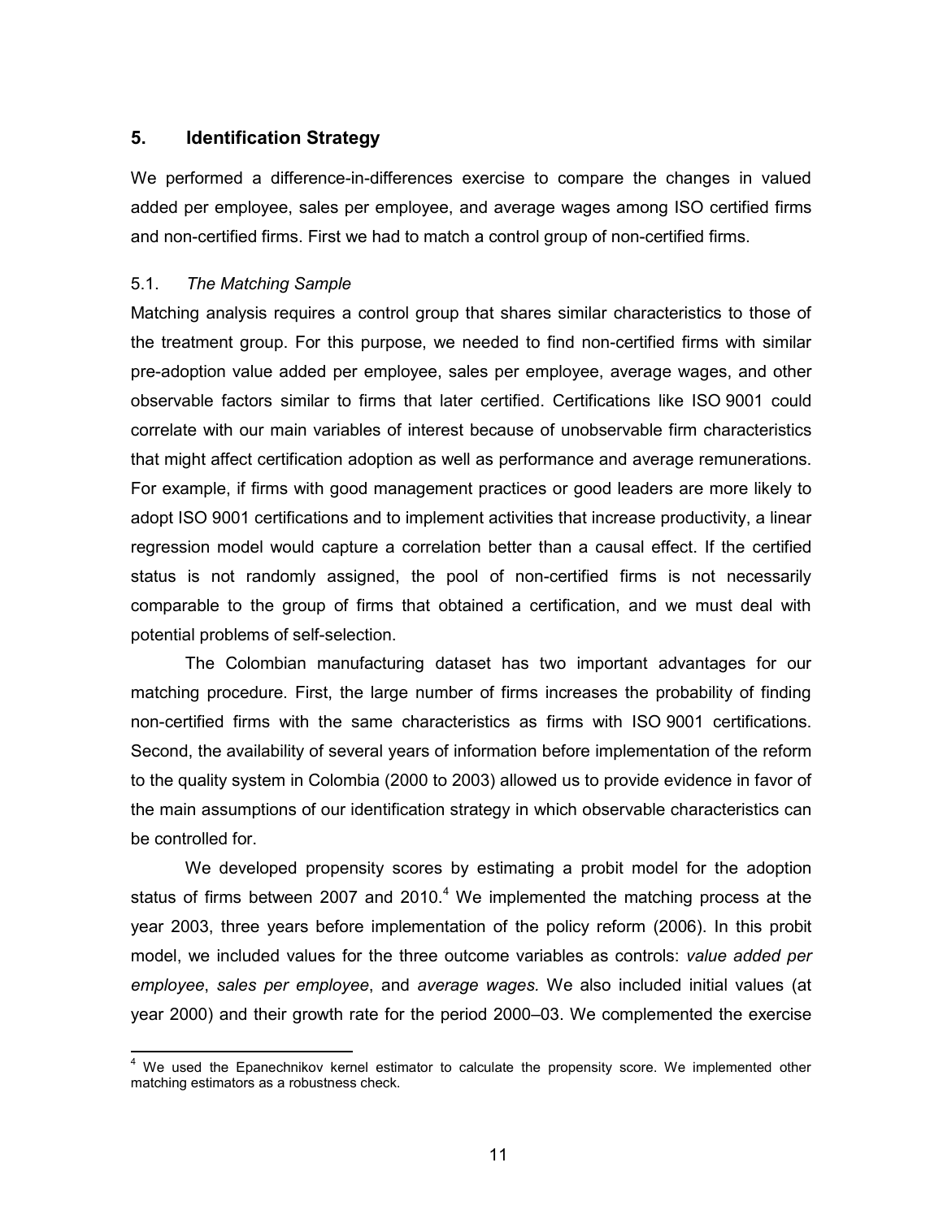## 5. Identification Strategy

We performed a difference-in-differences exercise to compare the changes in valued added per employee, sales per employee, and average wages among ISO certified firms and non-certified firms. First we had to match a control group of non-certified firms.

### 5.1. *The Matching Sample*

Matching analysis requires a control group that shares similar characteristics to those of the treatment group. For this purpose, we needed to find non-certified firms with similar pre-adoption value added per employee, sales per employee, average wages, and other observable factors similar to firms that later certified. Certifications like ISO 9001 could correlate with our main variables of interest because of unobservable firm characteristics that might affect certification adoption as well as performance and average remunerations. For example, if firms with good management practices or good leaders are more likely to adopt ISO 9001 certifications and to implement activities that increase productivity, a linear regression model would capture a correlation better than a causal effect. If the certified status is not randomly assigned, the pool of non-certified firms is not necessarily comparable to the group of firms that obtained a certification, and we must deal with potential problems of self-selection.

The Colombian manufacturing dataset has two important advantages for our matching procedure. First, the large number of firms increases the probability of finding non-certified firms with the same characteristics as firms with ISO 9001 certifications. Second, the availability of several years of information before implementation of the reform to the quality system in Colombia (2000 to 2003) allowed us to provide evidence in favor of the main assumptions of our identification strategy in which observable characteristics can be controlled for.

We developed propensity scores by estimating a probit model for the adoption status of firms between 2007 and 2010.[4] We implemented the matching process at the year 2003, three years before implementation of the policy reform (2006). In this probit model, we included values for the three outcome variables as controls: *value added per employee*, *sales per employee*, and *average wages.* We also included initial values (at year 2000) and their growth rate for the period 2000–03. We complemented the exercise

[4] We used the Epanechnikov kernel estimator to calculate the propensity score. We implemented other matching estimators as a robustness check.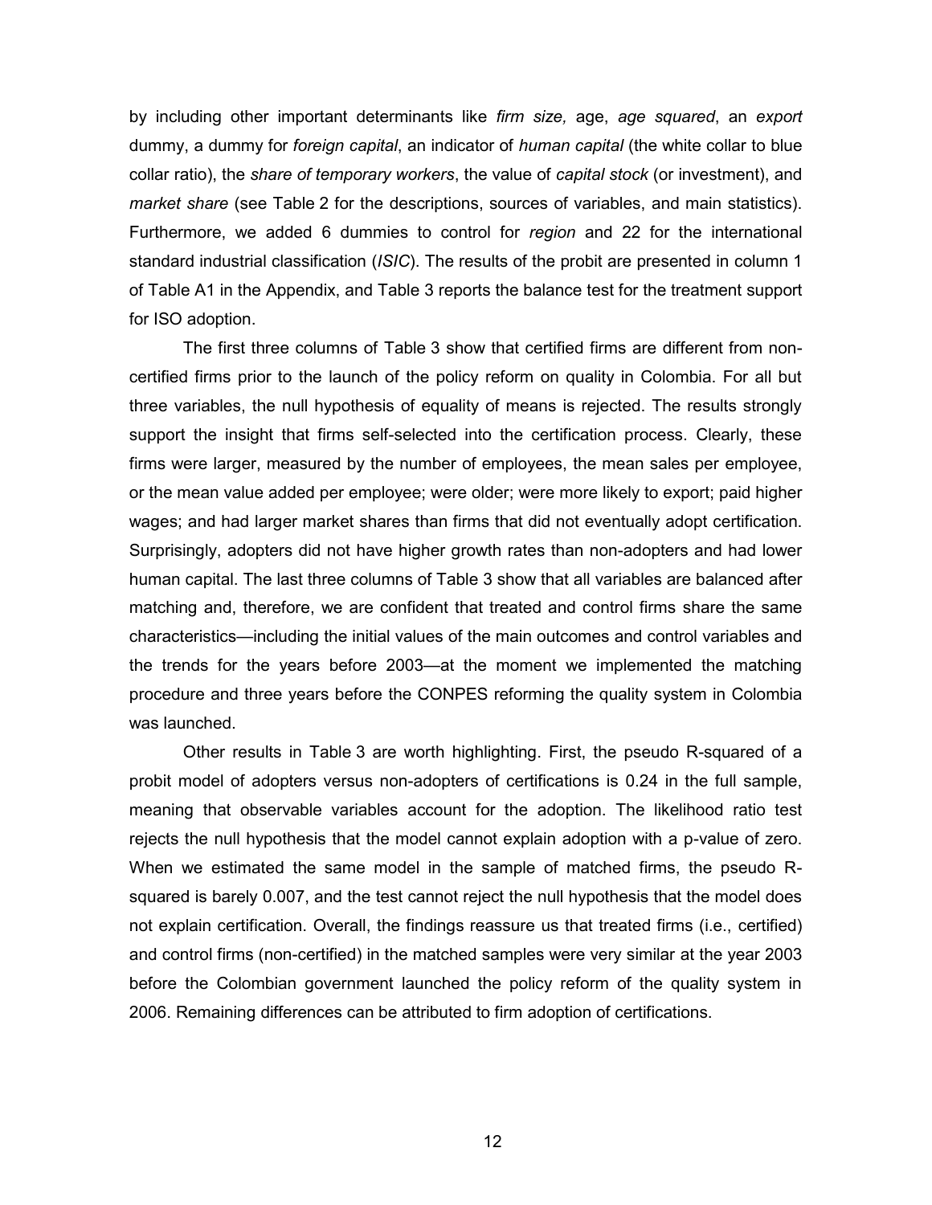by including other important determinants like *firm size,* age, *age squared*, an *export* dummy, a dummy for *foreign capital*, an indicator of *human capital* (the white collar to blue collar ratio), the *share of temporary workers*, the value of *capital stock* (or investment), and *market share* (see Table 2 for the descriptions, sources of variables, and main statistics). Furthermore, we added 6 dummies to control for *region* and 22 for the international standard industrial classification (*ISIC*). The results of the probit are presented in column 1 of Table A1 in the Appendix, and Table 3 reports the balance test for the treatment support for ISO adoption.

The first three columns of Table 3 show that certified firms are different from non-certified firms prior to the launch of the policy reform on quality in Colombia. For all but three variables, the null hypothesis of equality of means is rejected. The results strongly support the insight that firms self-selected into the certification process. Clearly, these firms were larger, measured by the number of employees, the mean sales per employee, or the mean value added per employee; were older; were more likely to export; paid higher wages; and had larger market shares than firms that did not eventually adopt certification. Surprisingly, adopters did not have higher growth rates than non-adopters and had lower human capital. The last three columns of Table 3 show that all variables are balanced after matching and, therefore, we are confident that treated and control firms share the same characteristics—including the initial values of the main outcomes and control variables and the trends for the years before 2003—at the moment we implemented the matching procedure and three years before the CONPES reforming the quality system in Colombia was launched.

Other results in Table 3 are worth highlighting. First, the pseudo R-squared of a probit model of adopters versus non-adopters of certifications is 0.24 in the full sample, meaning that observable variables account for the adoption. The likelihood ratio test rejects the null hypothesis that the model cannot explain adoption with a p-value of zero. When we estimated the same model in the sample of matched firms, the pseudo R-squared is barely 0.007, and the test cannot reject the null hypothesis that the model does not explain certification. Overall, the findings reassure us that treated firms (i.e., certified) and control firms (non-certified) in the matched samples were very similar at the year 2003 before the Colombian government launched the policy reform of the quality system in 2006. Remaining differences can be attributed to firm adoption of certifications.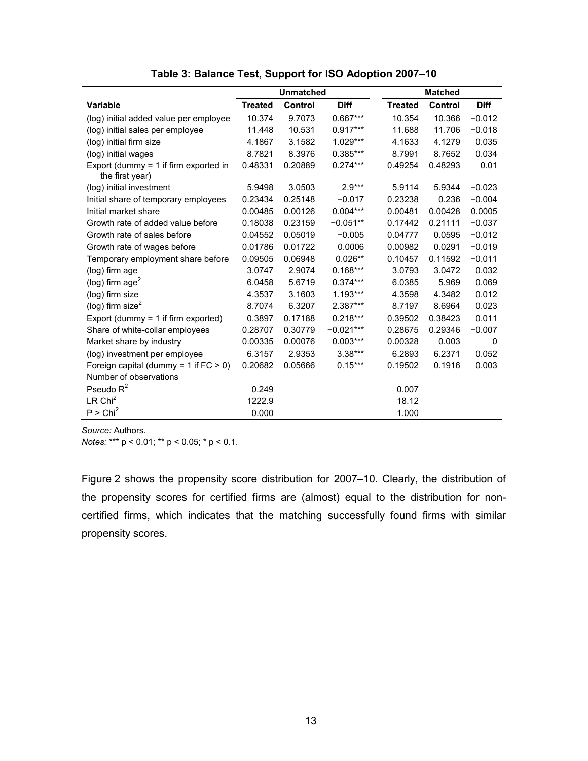**Table 3: Balance Test, Support for ISO Adoption 2007–10**

| | Unmatched | | | Matched | | |
|---|---|---|---|---|---|---|
| **Variable** | **Treated** | **Control** | **Diff** | **Treated** | **Control** | **Diff** |
| (log) initial added value per employee | 10.374 | 9.7073 | 0.667*** | 10.354 | 10.366 | −0.012 |
| (log) initial sales per employee | 11.448 | 10.531 | 0.917*** | 11.688 | 11.706 | −0.018 |
| (log) initial firm size | 4.1867 | 3.1582 | 1.029*** | 4.1633 | 4.1279 | 0.035 |
| (log) initial wages | 8.7821 | 8.3976 | 0.385*** | 8.7991 | 8.7652 | 0.034 |
| Export (dummy = 1 if firm exported in the first year) | 0.48331 | 0.20889 | 0.274*** | 0.49254 | 0.48293 | 0.01 |
| (log) initial investment | 5.9498 | 3.0503 | 2.9*** | 5.9114 | 5.9344 | −0.023 |
| Initial share of temporary employees | 0.23434 | 0.25148 | −0.017 | 0.23238 | 0.236 | −0.004 |
| Initial market share | 0.00485 | 0.00126 | 0.004*** | 0.00481 | 0.00428 | 0.0005 |
| Growth rate of added value before | 0.18038 | 0.23159 | −0.051** | 0.17442 | 0.21111 | −0.037 |
| Growth rate of sales before | 0.04552 | 0.05019 | −0.005 | 0.04777 | 0.0595 | −0.012 |
| Growth rate of wages before | 0.01786 | 0.01722 | 0.0006 | 0.00982 | 0.0291 | −0.019 |
| Temporary employment share before | 0.09505 | 0.06948 | 0.026** | 0.10457 | 0.11592 | −0.011 |
| (log) firm age | 3.0747 | 2.9074 | 0.168*** | 3.0793 | 3.0472 | 0.032 |
| (log) firm age$^2$ | 6.0458 | 5.6719 | 0.374*** | 6.0385 | 5.969 | 0.069 |
| (log) firm size | 4.3537 | 3.1603 | 1.193*** | 4.3598 | 4.3482 | 0.012 |
| (log) firm size$^2$ | 8.7074 | 6.3207 | 2.387*** | 8.7197 | 8.6964 | 0.023 |
| Export (dummy = 1 if firm exported) | 0.3897 | 0.17188 | 0.218*** | 0.39502 | 0.38423 | 0.011 |
| Share of white-collar employees | 0.28707 | 0.30779 | −0.021*** | 0.28675 | 0.29346 | −0.007 |
| Market share by industry | 0.00335 | 0.00076 | 0.003*** | 0.00328 | 0.003 | 0 |
| (log) investment per employee | 6.3157 | 2.9353 | 3.38*** | 6.2893 | 6.2371 | 0.052 |
| Foreign capital (dummy = 1 if FC > 0) | 0.20682 | 0.05666 | 0.15*** | 0.19502 | 0.1916 | 0.003 |
| Number of observations | | | | | | |
| Pseudo $R^2$ | 0.249 | | | 0.007 | | |
| LR $Chi^2$ | 1222.9 | | | 18.12 | | |
| $P > Chi^2$ | 0.000 | | | 1.000 | | |

*Source:* Authors.

*Notes:* *** p < 0.01; ** p < 0.05; * p < 0.1.

Figure 2 shows the propensity score distribution for 2007–10. Clearly, the distribution of the propensity scores for certified firms are (almost) equal to the distribution for non-certified firms, which indicates that the matching successfully found firms with similar propensity scores.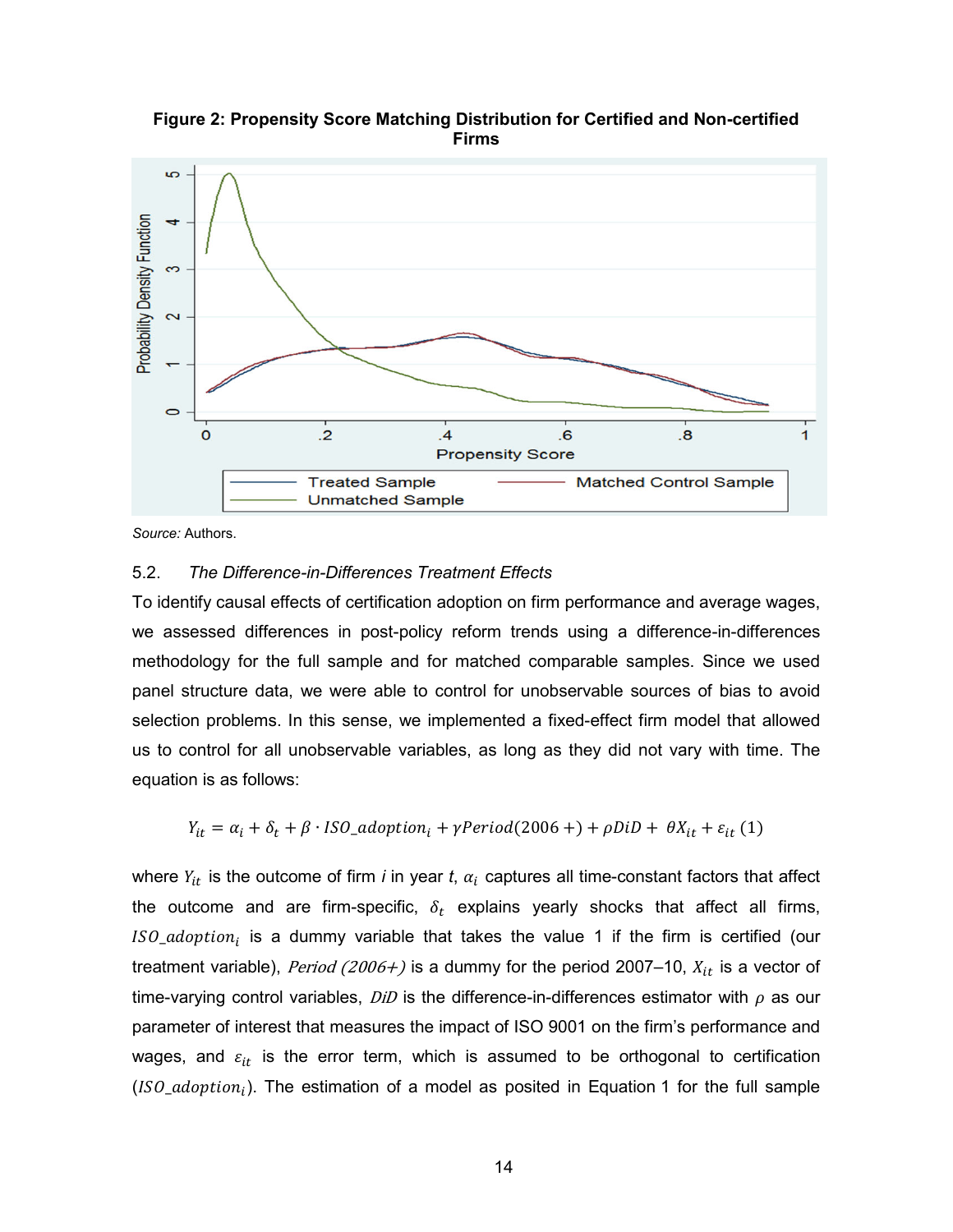**Figure 2: Propensity Score Matching Distribution for Certified and Non-certified Firms**

*Source:* Authors.

### 5.2. *The Difference-in-Differences Treatment Effects*

To identify causal effects of certification adoption on firm performance and average wages, we assessed differences in post-policy reform trends using a difference-in-differences methodology for the full sample and for matched comparable samples. Since we used panel structure data, we were able to control for unobservable sources of bias to avoid selection problems. In this sense, we implemented a fixed-effect firm model that allowed us to control for all unobservable variables, as long as they did not vary with time. The equation is as follows:

$$Y_{it} = \alpha_i + \delta_t + \beta \cdot ISO\_adoption_i + \gamma Period(2006+) + \rho DiD + \theta X_{it} + \varepsilon_{it} \; (1)$$

where $Y_{it}$ is the outcome of firm *i* in year *t*, $\alpha_i$ captures all time-constant factors that affect the outcome and are firm-specific, $\delta_t$ explains yearly shocks that affect all firms, $ISO\_adoption_i$ is a dummy variable that takes the value 1 if the firm is certified (our treatment variable), *Period (2006+)* is a dummy for the period 2007–10, $X_{it}$ is a vector of time-varying control variables, *DiD* is the difference-in-differences estimator with $\rho$ as our parameter of interest that measures the impact of ISO 9001 on the firm's performance and wages, and $\varepsilon_{it}$ is the error term, which is assumed to be orthogonal to certification ($ISO\_adoption_i$). The estimation of a model as posited in Equation 1 for the full sample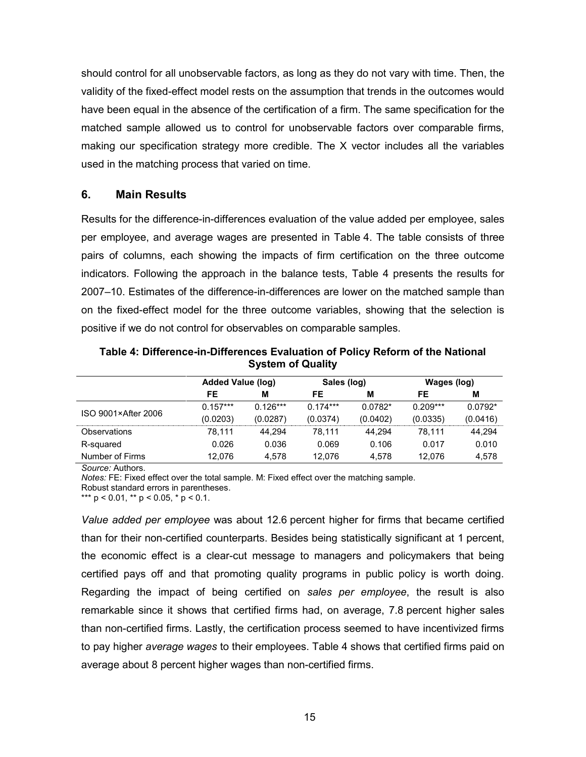should control for all unobservable factors, as long as they do not vary with time. Then, the validity of the fixed-effect model rests on the assumption that trends in the outcomes would have been equal in the absence of the certification of a firm. The same specification for the matched sample allowed us to control for unobservable factors over comparable firms, making our specification strategy more credible. The X vector includes all the variables used in the matching process that varied on time.

## 6. Main Results

Results for the difference-in-differences evaluation of the value added per employee, sales per employee, and average wages are presented in Table 4. The table consists of three pairs of columns, each showing the impacts of firm certification on the three outcome indicators. Following the approach in the balance tests, Table 4 presents the results for 2007–10. Estimates of the difference-in-differences are lower on the matched sample than on the fixed-effect model for the three outcome variables, showing that the selection is positive if we do not control for observables on comparable samples.

**Table 4: Difference-in-Differences Evaluation of Policy Reform of the National System of Quality**

| | Added Value (log) | | Sales (log) | | Wages (log) | |
|---|---|---|---|---|---|---|
| | FE | M | FE | M | FE | M |
| ISO 9001×After 2006 | 0.157*** | 0.126*** | 0.174*** | 0.0782* | 0.209*** | 0.0792* |
| | (0.0203) | (0.0287) | (0.0374) | (0.0402) | (0.0335) | (0.0416) |
| Observations | 78,111 | 44,294 | 78,111 | 44,294 | 78,111 | 44,294 |
| R-squared | 0.026 | 0.036 | 0.069 | 0.106 | 0.017 | 0.010 |
| Number of Firms | 12,076 | 4,578 | 12,076 | 4,578 | 12,076 | 4,578 |

*Source:* Authors.
*Notes:* FE: Fixed effect over the total sample. M: Fixed effect over the matching sample.
Robust standard errors in parentheses.
*** $p < 0.01$, ** $p < 0.05$, * $p < 0.1$.

*Value added per employee* was about 12.6 percent higher for firms that became certified than for their non-certified counterparts. Besides being statistically significant at 1 percent, the economic effect is a clear-cut message to managers and policymakers that being certified pays off and that promoting quality programs in public policy is worth doing. Regarding the impact of being certified on *sales per employee*, the result is also remarkable since it shows that certified firms had, on average, 7.8 percent higher sales than non-certified firms. Lastly, the certification process seemed to have incentivized firms to pay higher *average wages* to their employees. Table 4 shows that certified firms paid on average about 8 percent higher wages than non-certified firms.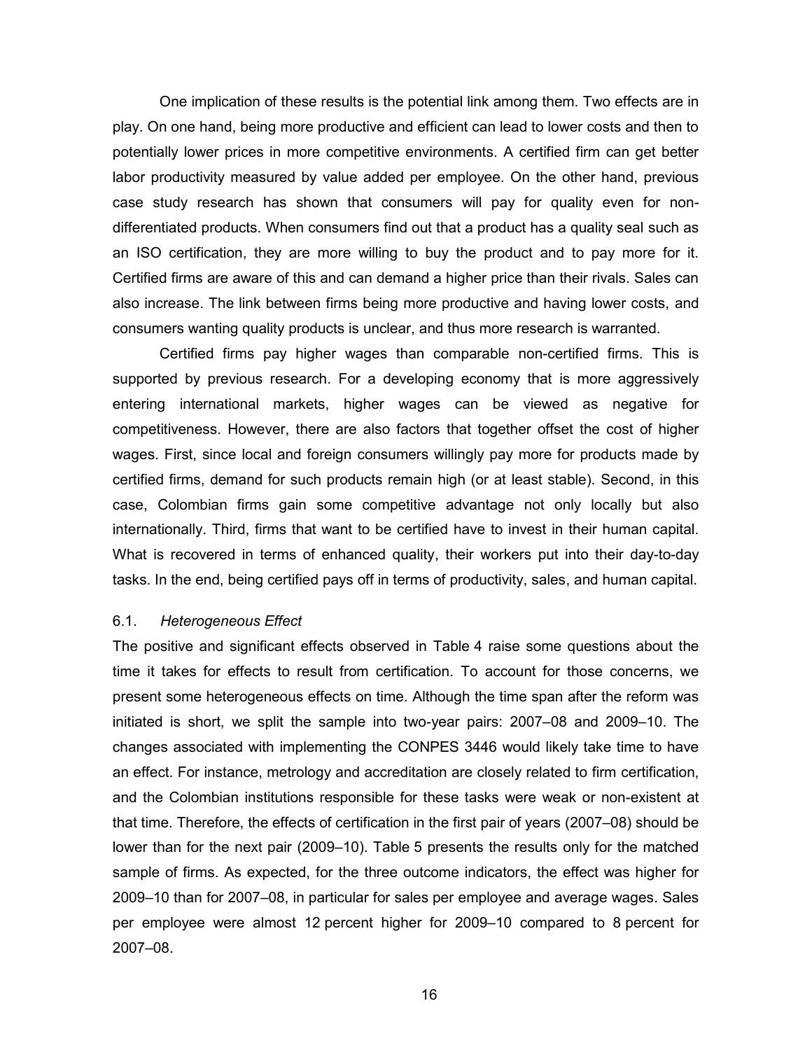One implication of these results is the potential link among them. Two effects are in play. On one hand, being more productive and efficient can lead to lower costs and then to potentially lower prices in more competitive environments. A certified firm can get better labor productivity measured by value added per employee. On the other hand, previous case study research has shown that consumers will pay for quality even for non-differentiated products. When consumers find out that a product has a quality seal such as an ISO certification, they are more willing to buy the product and to pay more for it. Certified firms are aware of this and can demand a higher price than their rivals. Sales can also increase. The link between firms being more productive and having lower costs, and consumers wanting quality products is unclear, and thus more research is warranted.

Certified firms pay higher wages than comparable non-certified firms. This is supported by previous research. For a developing economy that is more aggressively entering international markets, higher wages can be viewed as negative for competitiveness. However, there are also factors that together offset the cost of higher wages. First, since local and foreign consumers willingly pay more for products made by certified firms, demand for such products remain high (or at least stable). Second, in this case, Colombian firms gain some competitive advantage not only locally but also internationally. Third, firms that want to be certified have to invest in their human capital. What is recovered in terms of enhanced quality, their workers put into their day-to-day tasks. In the end, being certified pays off in terms of productivity, sales, and human capital.

### 6.1. *Heterogeneous Effect*

The positive and significant effects observed in Table 4 raise some questions about the time it takes for effects to result from certification. To account for those concerns, we present some heterogeneous effects on time. Although the time span after the reform was initiated is short, we split the sample into two-year pairs: 2007–08 and 2009–10. The changes associated with implementing the CONPES 3446 would likely take time to have an effect. For instance, metrology and accreditation are closely related to firm certification, and the Colombian institutions responsible for these tasks were weak or non-existent at that time. Therefore, the effects of certification in the first pair of years (2007–08) should be lower than for the next pair (2009–10). Table 5 presents the results only for the matched sample of firms. As expected, for the three outcome indicators, the effect was higher for 2009–10 than for 2007–08, in particular for sales per employee and average wages. Sales per employee were almost 12 percent higher for 2009–10 compared to 8 percent for 2007–08.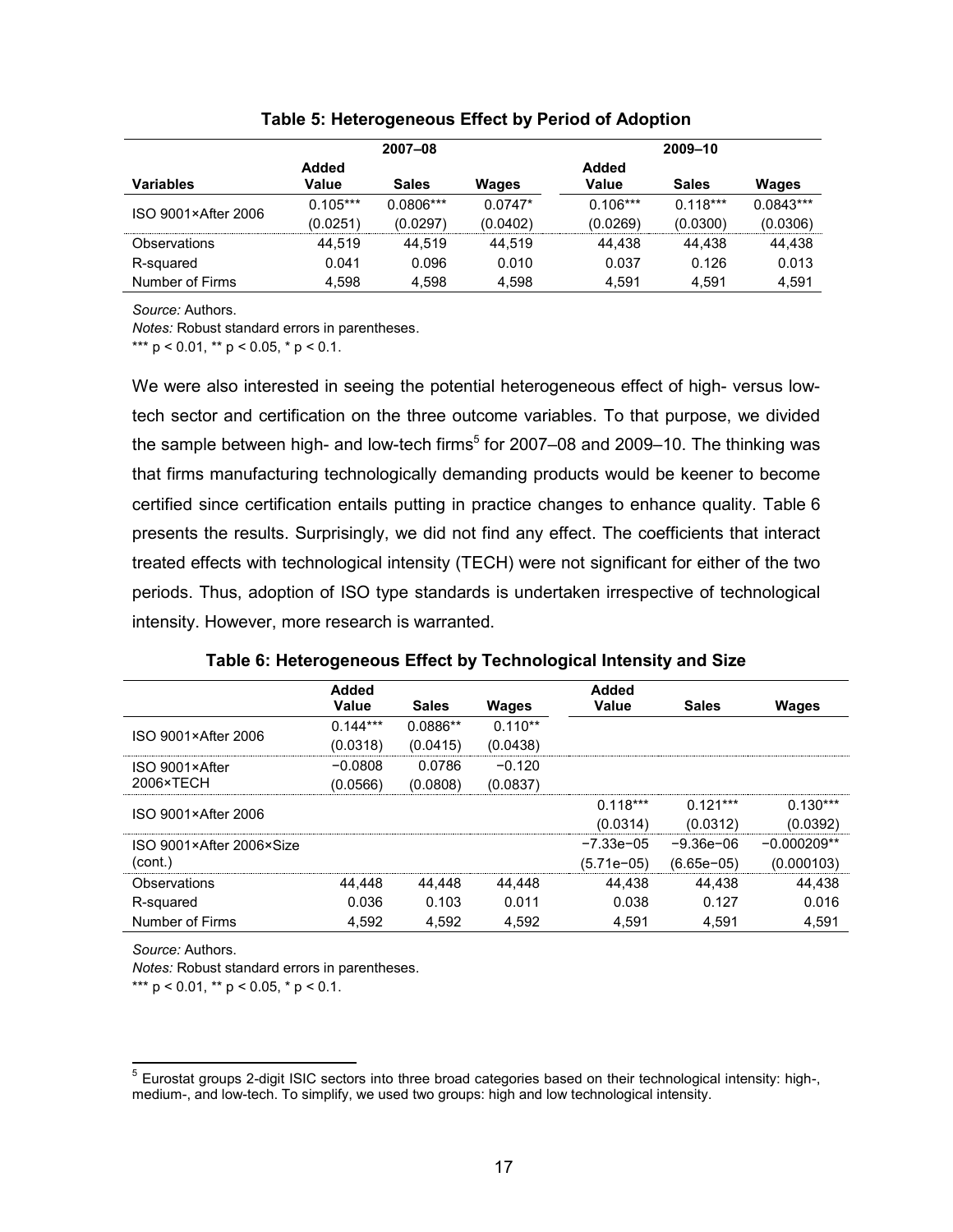**Table 5: Heterogeneous Effect by Period of Adoption**

| | 2007–08 | | | 2009–10 | | |
|---|---|---|---|---|---|---|
| **Variables** | **Added Value** | **Sales** | **Wages** | **Added Value** | **Sales** | **Wages** |
| ISO 9001×After 2006 | 0.105*** | 0.0806*** | 0.0747* | 0.106*** | 0.118*** | 0.0843*** |
| | (0.0251) | (0.0297) | (0.0402) | (0.0269) | (0.0300) | (0.0306) |
| Observations | 44,519 | 44,519 | 44,519 | 44,438 | 44,438 | 44,438 |
| R-squared | 0.041 | 0.096 | 0.010 | 0.037 | 0.126 | 0.013 |
| Number of Firms | 4,598 | 4,598 | 4,598 | 4,591 | 4,591 | 4,591 |

*Source:* Authors.

*Notes:* Robust standard errors in parentheses.

*** p < 0.01, ** p < 0.05, * p < 0.1.

We were also interested in seeing the potential heterogeneous effect of high- versus low-tech sector and certification on the three outcome variables. To that purpose, we divided the sample between high- and low-tech firms[5] for 2007–08 and 2009–10. The thinking was that firms manufacturing technologically demanding products would be keener to become certified since certification entails putting in practice changes to enhance quality. Table 6 presents the results. Surprisingly, we did not find any effect. The coefficients that interact treated effects with technological intensity (TECH) were not significant for either of the two periods. Thus, adoption of ISO type standards is undertaken irrespective of technological intensity. However, more research is warranted.

**Table 6: Heterogeneous Effect by Technological Intensity and Size**

| | **Added Value** | **Sales** | **Wages** | **Added Value** | **Sales** | **Wages** |
|---|---|---|---|---|---|---|
| ISO 9001×After 2006 | 0.144*** | 0.0886** | 0.110** | | | |
| | (0.0318) | (0.0415) | (0.0438) | | | |
| ISO 9001×After 2006×TECH | −0.0808 | 0.0786 | −0.120 | | | |
| | (0.0566) | (0.0808) | (0.0837) | | | |
| ISO 9001×After 2006 | | | | 0.118*** | 0.121*** | 0.130*** |
| | | | | (0.0314) | (0.0312) | (0.0392) |
| ISO 9001×After 2006×Size (cont.) | | | | −7.33e−05 | −9.36e−06 | −0.000209** |
| | | | | (5.71e−05) | (6.65e−05) | (0.000103) |
| Observations | 44,448 | 44,448 | 44,448 | 44,438 | 44,438 | 44,438 |
| R-squared | 0.036 | 0.103 | 0.011 | 0.038 | 0.127 | 0.016 |
| Number of Firms | 4,592 | 4,592 | 4,592 | 4,591 | 4,591 | 4,591 |

*Source:* Authors.

*Notes:* Robust standard errors in parentheses.

*** p < 0.01, ** p < 0.05, * p < 0.1.

[5] Eurostat groups 2-digit ISIC sectors into three broad categories based on their technological intensity: high-, medium-, and low-tech. To simplify, we used two groups: high and low technological intensity.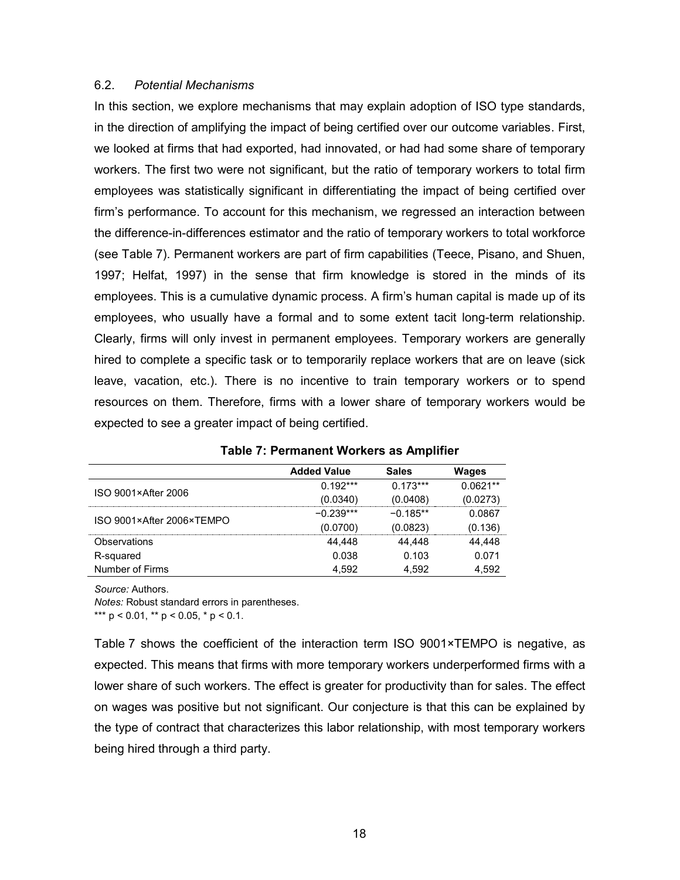### 6.2. *Potential Mechanisms*

In this section, we explore mechanisms that may explain adoption of ISO type standards, in the direction of amplifying the impact of being certified over our outcome variables. First, we looked at firms that had exported, had innovated, or had had some share of temporary workers. The first two were not significant, but the ratio of temporary workers to total firm employees was statistically significant in differentiating the impact of being certified over firm's performance. To account for this mechanism, we regressed an interaction between the difference-in-differences estimator and the ratio of temporary workers to total workforce (see Table 7). Permanent workers are part of firm capabilities (Teece, Pisano, and Shuen, 1997; Helfat, 1997) in the sense that firm knowledge is stored in the minds of its employees. This is a cumulative dynamic process. A firm's human capital is made up of its employees, who usually have a formal and to some extent tacit long-term relationship. Clearly, firms will only invest in permanent employees. Temporary workers are generally hired to complete a specific task or to temporarily replace workers that are on leave (sick leave, vacation, etc.). There is no incentive to train temporary workers or to spend resources on them. Therefore, firms with a lower share of temporary workers would be expected to see a greater impact of being certified.

**Table 7: Permanent Workers as Amplifier**

| | Added Value | Sales | Wages |
|---|---|---|---|
| ISO 9001×After 2006 | 0.192*** | 0.173*** | 0.0621** |
| | (0.0340) | (0.0408) | (0.0273) |
| ISO 9001×After 2006×TEMPO | −0.239*** | −0.185** | 0.0867 |
| | (0.0700) | (0.0823) | (0.136) |
| Observations | 44,448 | 44,448 | 44,448 |
| R-squared | 0.038 | 0.103 | 0.071 |
| Number of Firms | 4,592 | 4,592 | 4,592 |

*Source:* Authors.

*Notes:* Robust standard errors in parentheses.

*** $p < 0.01$, ** $p < 0.05$, * $p < 0.1$.

Table 7 shows the coefficient of the interaction term ISO 9001×TEMPO is negative, as expected. This means that firms with more temporary workers underperformed firms with a lower share of such workers. The effect is greater for productivity than for sales. The effect on wages was positive but not significant. Our conjecture is that this can be explained by the type of contract that characterizes this labor relationship, with most temporary workers being hired through a third party.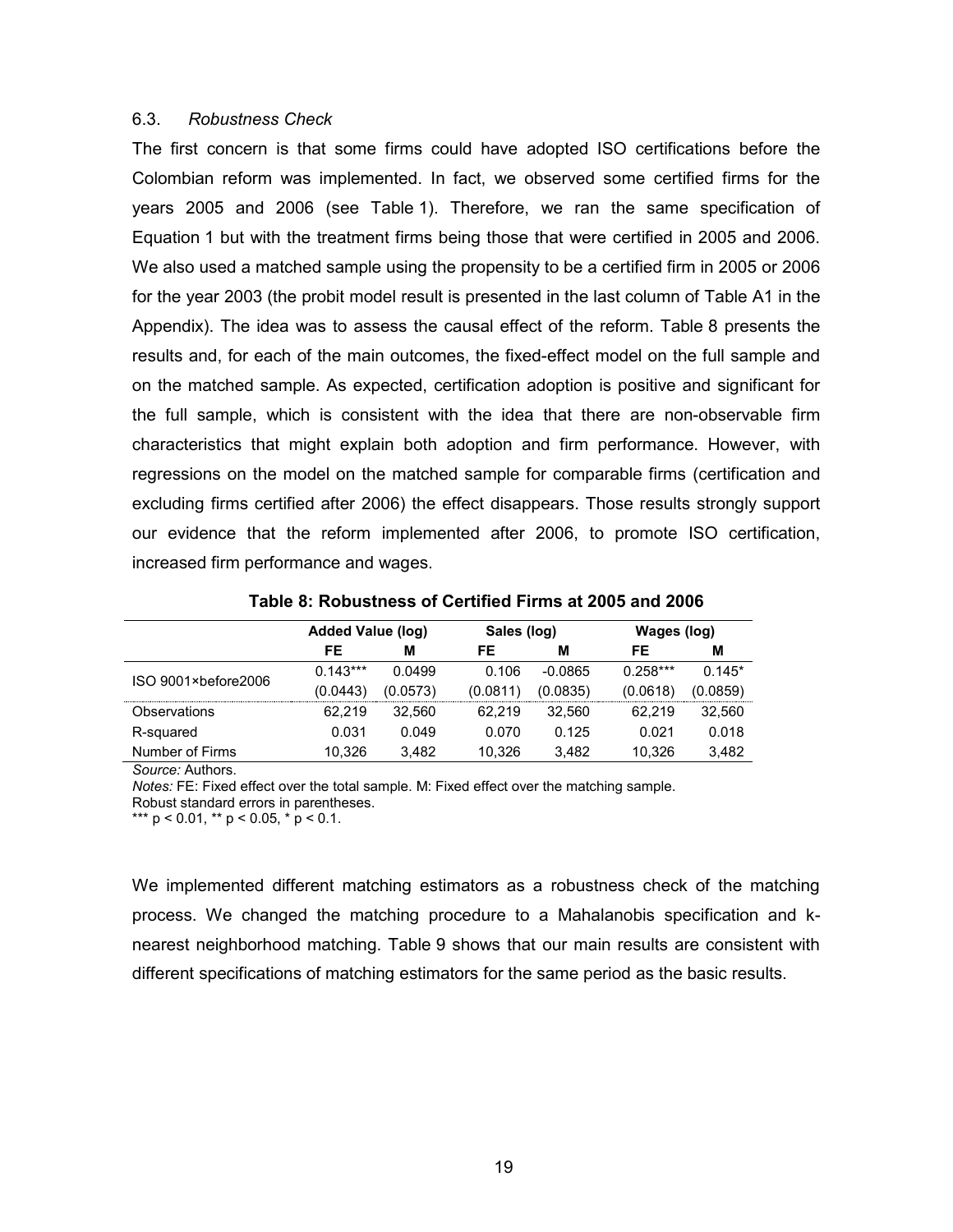### 6.3. *Robustness Check*

The first concern is that some firms could have adopted ISO certifications before the Colombian reform was implemented. In fact, we observed some certified firms for the years 2005 and 2006 (see Table 1). Therefore, we ran the same specification of Equation 1 but with the treatment firms being those that were certified in 2005 and 2006. We also used a matched sample using the propensity to be a certified firm in 2005 or 2006 for the year 2003 (the probit model result is presented in the last column of Table A1 in the Appendix). The idea was to assess the causal effect of the reform. Table 8 presents the results and, for each of the main outcomes, the fixed-effect model on the full sample and on the matched sample. As expected, certification adoption is positive and significant for the full sample, which is consistent with the idea that there are non-observable firm characteristics that might explain both adoption and firm performance. However, with regressions on the model on the matched sample for comparable firms (certification and excluding firms certified after 2006) the effect disappears. Those results strongly support our evidence that the reform implemented after 2006, to promote ISO certification, increased firm performance and wages.

**Table 8: Robustness of Certified Firms at 2005 and 2006**

| | Added Value (log) | | Sales (log) | | Wages (log) | |
|---|---|---|---|---|---|---|
| | FE | M | FE | M | FE | M |
| ISO 9001×before2006 | 0.143*** | 0.0499 | 0.106 | -0.0865 | 0.258*** | 0.145* |
| | (0.0443) | (0.0573) | (0.0811) | (0.0835) | (0.0618) | (0.0859) |
| Observations | 62,219 | 32,560 | 62,219 | 32,560 | 62,219 | 32,560 |
| R-squared | 0.031 | 0.049 | 0.070 | 0.125 | 0.021 | 0.018 |
| Number of Firms | 10,326 | 3,482 | 10,326 | 3,482 | 10,326 | 3,482 |

*Source:* Authors.

*Notes:* FE: Fixed effect over the total sample. M: Fixed effect over the matching sample.

Robust standard errors in parentheses.

*** $p < 0.01$, ** $p < 0.05$, * $p < 0.1$.

We implemented different matching estimators as a robustness check of the matching process. We changed the matching procedure to a Mahalanobis specification and k-nearest neighborhood matching. Table 9 shows that our main results are consistent with different specifications of matching estimators for the same period as the basic results.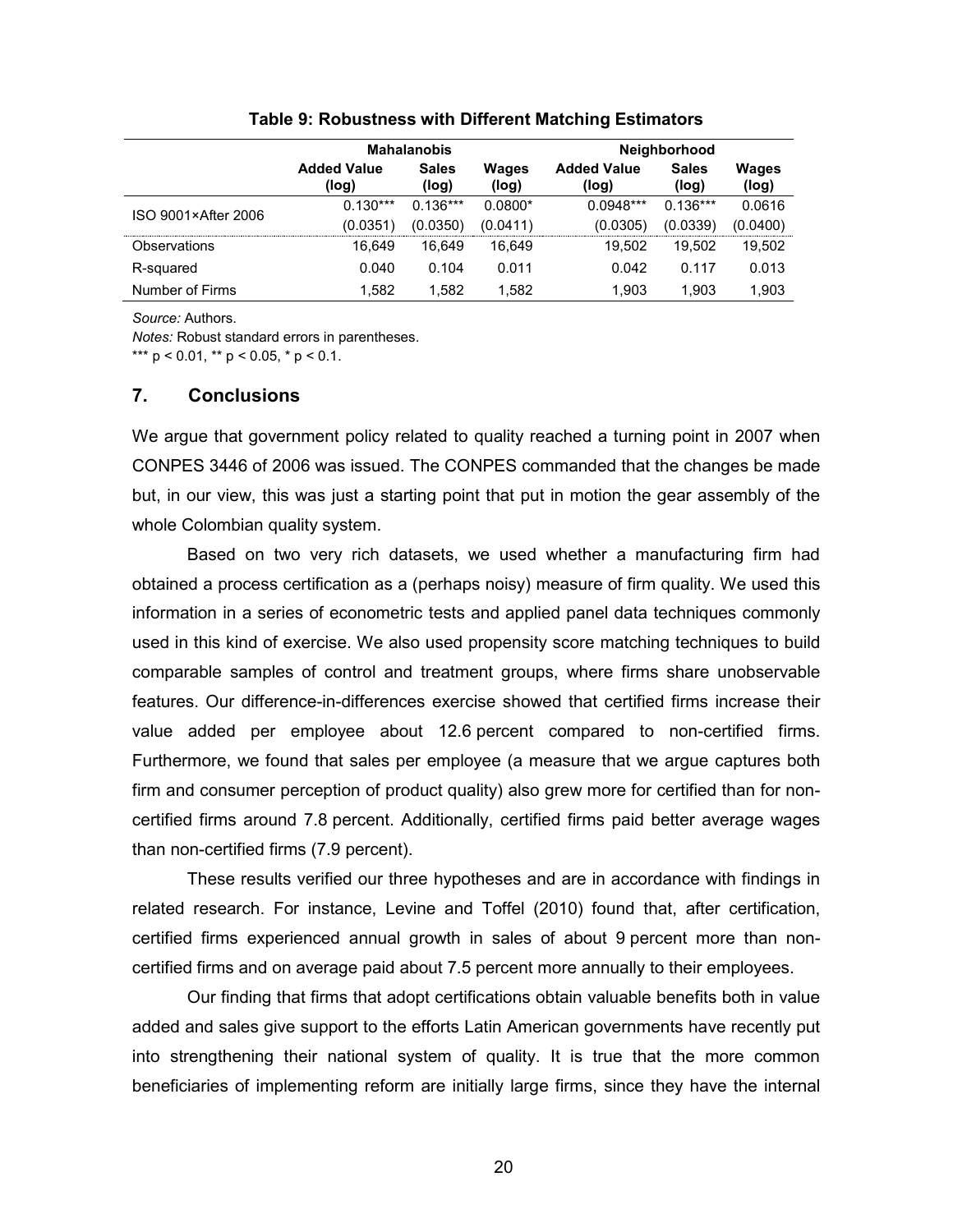**Table 9: Robustness with Different Matching Estimators**

| | Mahalanobis | | | Neighborhood | | |
|---|---|---|---|---|---|---|
| | Added Value (log) | Sales (log) | Wages (log) | Added Value (log) | Sales (log) | Wages (log) |
| ISO 9001×After 2006 | 0.130*** | 0.136*** | 0.0800* | 0.0948*** | 0.136*** | 0.0616 |
| | (0.0351) | (0.0350) | (0.0411) | (0.0305) | (0.0339) | (0.0400) |
| Observations | 16,649 | 16,649 | 16,649 | 19,502 | 19,502 | 19,502 |
| R-squared | 0.040 | 0.104 | 0.011 | 0.042 | 0.117 | 0.013 |
| Number of Firms | 1,582 | 1,582 | 1,582 | 1,903 | 1,903 | 1,903 |

*Source:* Authors.

*Notes:* Robust standard errors in parentheses.

*** $p < 0.01$, ** $p < 0.05$, * $p < 0.1$.

## 7. Conclusions

We argue that government policy related to quality reached a turning point in 2007 when CONPES 3446 of 2006 was issued. The CONPES commanded that the changes be made but, in our view, this was just a starting point that put in motion the gear assembly of the whole Colombian quality system.

Based on two very rich datasets, we used whether a manufacturing firm had obtained a process certification as a (perhaps noisy) measure of firm quality. We used this information in a series of econometric tests and applied panel data techniques commonly used in this kind of exercise. We also used propensity score matching techniques to build comparable samples of control and treatment groups, where firms share unobservable features. Our difference-in-differences exercise showed that certified firms increase their value added per employee about 12.6 percent compared to non-certified firms. Furthermore, we found that sales per employee (a measure that we argue captures both firm and consumer perception of product quality) also grew more for certified than for non-certified firms around 7.8 percent. Additionally, certified firms paid better average wages than non-certified firms (7.9 percent).

These results verified our three hypotheses and are in accordance with findings in related research. For instance, Levine and Toffel (2010) found that, after certification, certified firms experienced annual growth in sales of about 9 percent more than non-certified firms and on average paid about 7.5 percent more annually to their employees.

Our finding that firms that adopt certifications obtain valuable benefits both in value added and sales give support to the efforts Latin American governments have recently put into strengthening their national system of quality. It is true that the more common beneficiaries of implementing reform are initially large firms, since they have the internal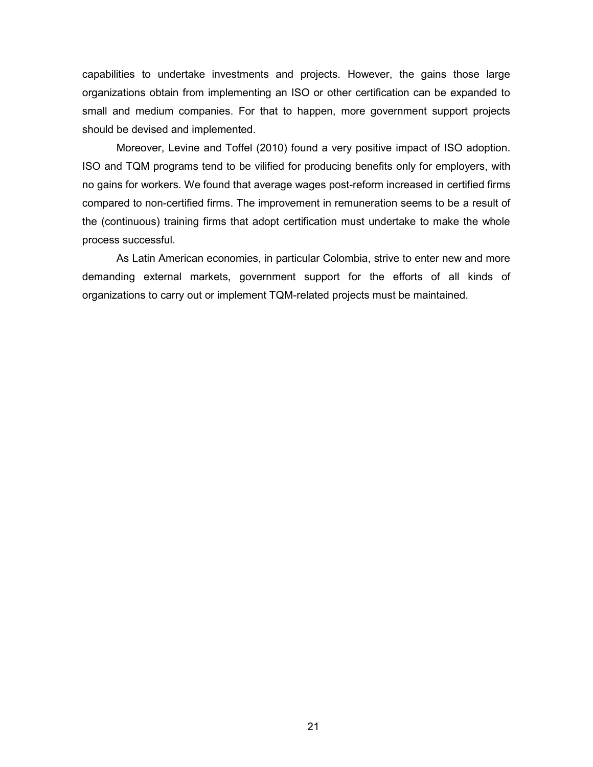capabilities to undertake investments and projects. However, the gains those large organizations obtain from implementing an ISO or other certification can be expanded to small and medium companies. For that to happen, more government support projects should be devised and implemented.

Moreover, Levine and Toffel (2010) found a very positive impact of ISO adoption. ISO and TQM programs tend to be vilified for producing benefits only for employers, with no gains for workers. We found that average wages post-reform increased in certified firms compared to non-certified firms. The improvement in remuneration seems to be a result of the (continuous) training firms that adopt certification must undertake to make the whole process successful.

As Latin American economies, in particular Colombia, strive to enter new and more demanding external markets, government support for the efforts of all kinds of organizations to carry out or implement TQM-related projects must be maintained.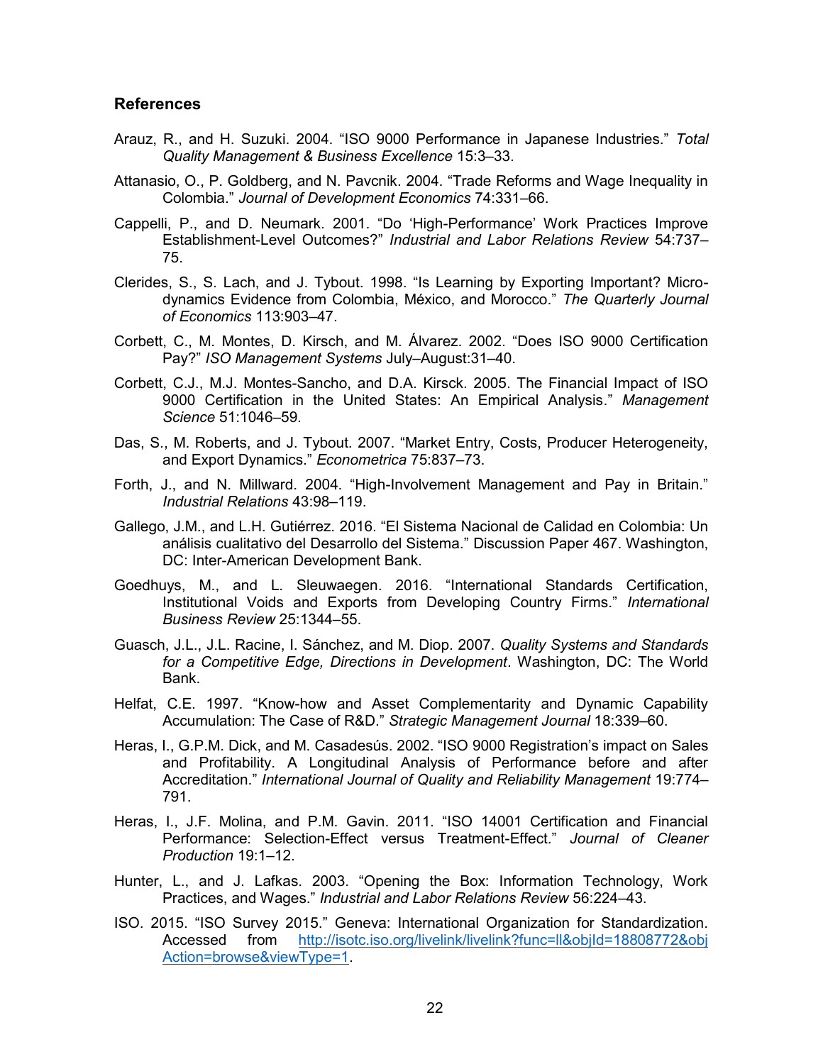## References

Arauz, R., and H. Suzuki. 2004. “ISO 9000 Performance in Japanese Industries.” *Total Quality Management & Business Excellence* 15:3–33.

Attanasio, O., P. Goldberg, and N. Pavcnik. 2004. “Trade Reforms and Wage Inequality in Colombia.” *Journal of Development Economics* 74:331–66.

Cappelli, P., and D. Neumark. 2001. “Do ‘High-Performance’ Work Practices Improve Establishment-Level Outcomes?” *Industrial and Labor Relations Review* 54:737–75.

Clerides, S., S. Lach, and J. Tybout. 1998. “Is Learning by Exporting Important? Micro-dynamics Evidence from Colombia, México, and Morocco.” *The Quarterly Journal of Economics* 113:903–47.

Corbett, C., M. Montes, D. Kirsch, and M. Álvarez. 2002. “Does ISO 9000 Certification Pay?” *ISO Management Systems* July–August:31–40.

Corbett, C.J., M.J. Montes-Sancho, and D.A. Kirsck. 2005. The Financial Impact of ISO 9000 Certification in the United States: An Empirical Analysis.” *Management Science* 51:1046–59.

Das, S., M. Roberts, and J. Tybout. 2007. “Market Entry, Costs, Producer Heterogeneity, and Export Dynamics.” *Econometrica* 75:837–73.

Forth, J., and N. Millward. 2004. “High-Involvement Management and Pay in Britain.” *Industrial Relations* 43:98–119.

Gallego, J.M., and L.H. Gutiérrez. 2016. “El Sistema Nacional de Calidad en Colombia: Un análisis cualitativo del Desarrollo del Sistema.” Discussion Paper 467. Washington, DC: Inter-American Development Bank.

Goedhuys, M., and L. Sleuwaegen. 2016. “International Standards Certification, Institutional Voids and Exports from Developing Country Firms.” *International Business Review* 25:1344–55.

Guasch, J.L., J.L. Racine, I. Sánchez, and M. Diop. 2007. *Quality Systems and Standards for a Competitive Edge, Directions in Development*. Washington, DC: The World Bank.

Helfat, C.E. 1997. “Know-how and Asset Complementarity and Dynamic Capability Accumulation: The Case of R&D.” *Strategic Management Journal* 18:339–60.

Heras, I., G.P.M. Dick, and M. Casadesús. 2002. “ISO 9000 Registration’s impact on Sales and Profitability. A Longitudinal Analysis of Performance before and after Accreditation.” *International Journal of Quality and Reliability Management* 19:774–791.

Heras, I., J.F. Molina, and P.M. Gavin. 2011. “ISO 14001 Certification and Financial Performance: Selection-Effect versus Treatment-Effect.” *Journal of Cleaner Production* 19:1–12.

Hunter, L., and J. Lafkas. 2003. “Opening the Box: Information Technology, Work Practices, and Wages.” *Industrial and Labor Relations Review* 56:224–43.

ISO. 2015. “ISO Survey 2015.” Geneva: International Organization for Standardization. Accessed from http://isotc.iso.org/livelink/livelink?func=ll&objId=18808772&objAction=browse&viewType=1.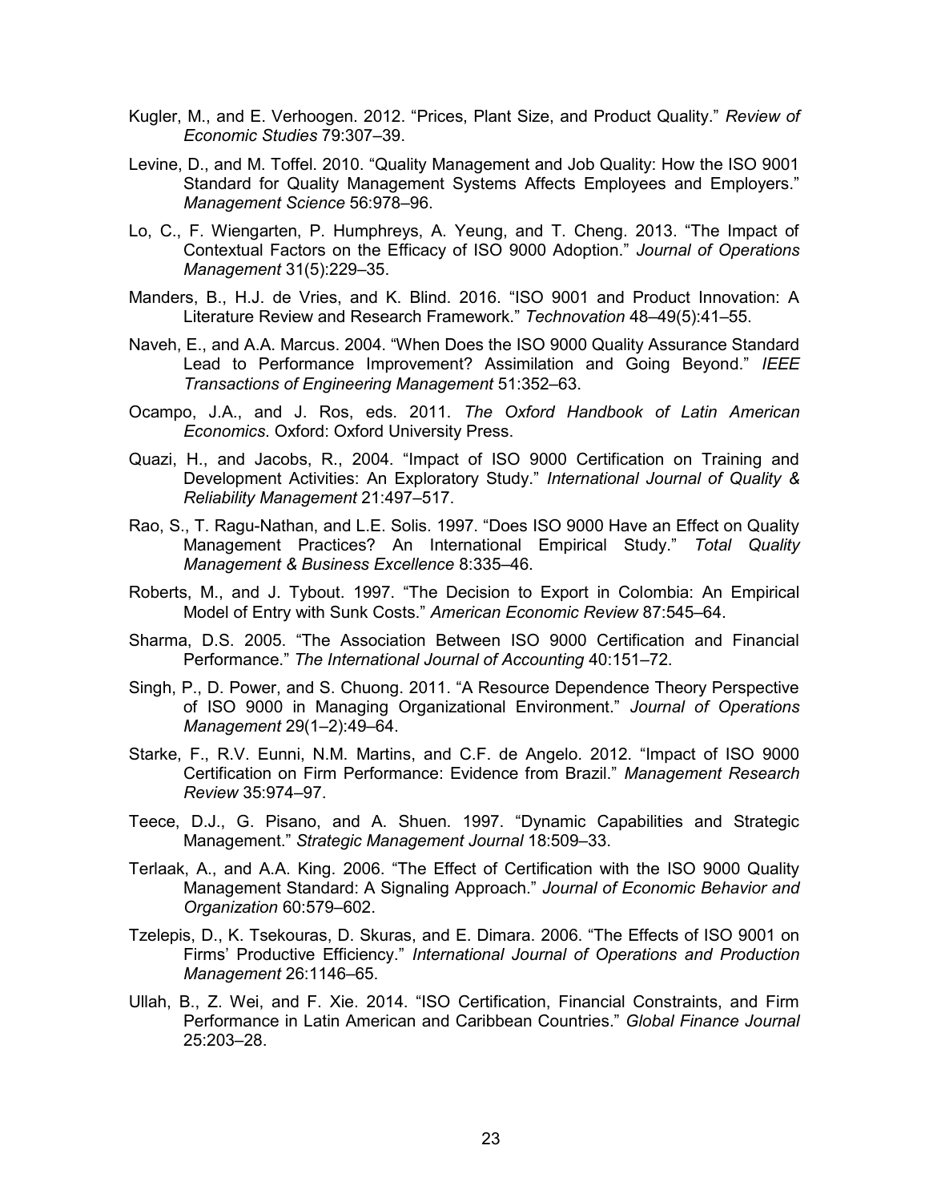Kugler, M., and E. Verhoogen. 2012. “Prices, Plant Size, and Product Quality.” *Review of Economic Studies* 79:307–39.

Levine, D., and M. Toffel. 2010. “Quality Management and Job Quality: How the ISO 9001 Standard for Quality Management Systems Affects Employees and Employers.” *Management Science* 56:978–96.

Lo, C., F. Wiengarten, P. Humphreys, A. Yeung, and T. Cheng. 2013. “The Impact of Contextual Factors on the Efficacy of ISO 9000 Adoption.” *Journal of Operations Management* 31(5):229–35.

Manders, B., H.J. de Vries, and K. Blind. 2016. “ISO 9001 and Product Innovation: A Literature Review and Research Framework.” *Technovation* 48–49(5):41–55.

Naveh, E., and A.A. Marcus. 2004. “When Does the ISO 9000 Quality Assurance Standard Lead to Performance Improvement? Assimilation and Going Beyond.” *IEEE Transactions of Engineering Management* 51:352–63.

Ocampo, J.A., and J. Ros, eds. 2011. *The Oxford Handbook of Latin American Economics*. Oxford: Oxford University Press.

Quazi, H., and Jacobs, R., 2004. “Impact of ISO 9000 Certification on Training and Development Activities: An Exploratory Study.” *International Journal of Quality & Reliability Management* 21:497–517.

Rao, S., T. Ragu-Nathan, and L.E. Solis. 1997. “Does ISO 9000 Have an Effect on Quality Management Practices? An International Empirical Study.” *Total Quality Management & Business Excellence* 8:335–46.

Roberts, M., and J. Tybout. 1997. “The Decision to Export in Colombia: An Empirical Model of Entry with Sunk Costs.” *American Economic Review* 87:545–64.

Sharma, D.S. 2005. “The Association Between ISO 9000 Certification and Financial Performance.” *The International Journal of Accounting* 40:151–72.

Singh, P., D. Power, and S. Chuong. 2011. “A Resource Dependence Theory Perspective of ISO 9000 in Managing Organizational Environment.” *Journal of Operations Management* 29(1–2):49–64.

Starke, F., R.V. Eunni, N.M. Martins, and C.F. de Angelo. 2012. “Impact of ISO 9000 Certification on Firm Performance: Evidence from Brazil.” *Management Research Review* 35:974–97.

Teece, D.J., G. Pisano, and A. Shuen. 1997. “Dynamic Capabilities and Strategic Management.” *Strategic Management Journal* 18:509–33.

Terlaak, A., and A.A. King. 2006. “The Effect of Certification with the ISO 9000 Quality Management Standard: A Signaling Approach.” *Journal of Economic Behavior and Organization* 60:579–602.

Tzelepis, D., K. Tsekouras, D. Skuras, and E. Dimara. 2006. “The Effects of ISO 9001 on Firms’ Productive Efficiency.” *International Journal of Operations and Production Management* 26:1146–65.

Ullah, B., Z. Wei, and F. Xie. 2014. “ISO Certification, Financial Constraints, and Firm Performance in Latin American and Caribbean Countries.” *Global Finance Journal* 25:203–28.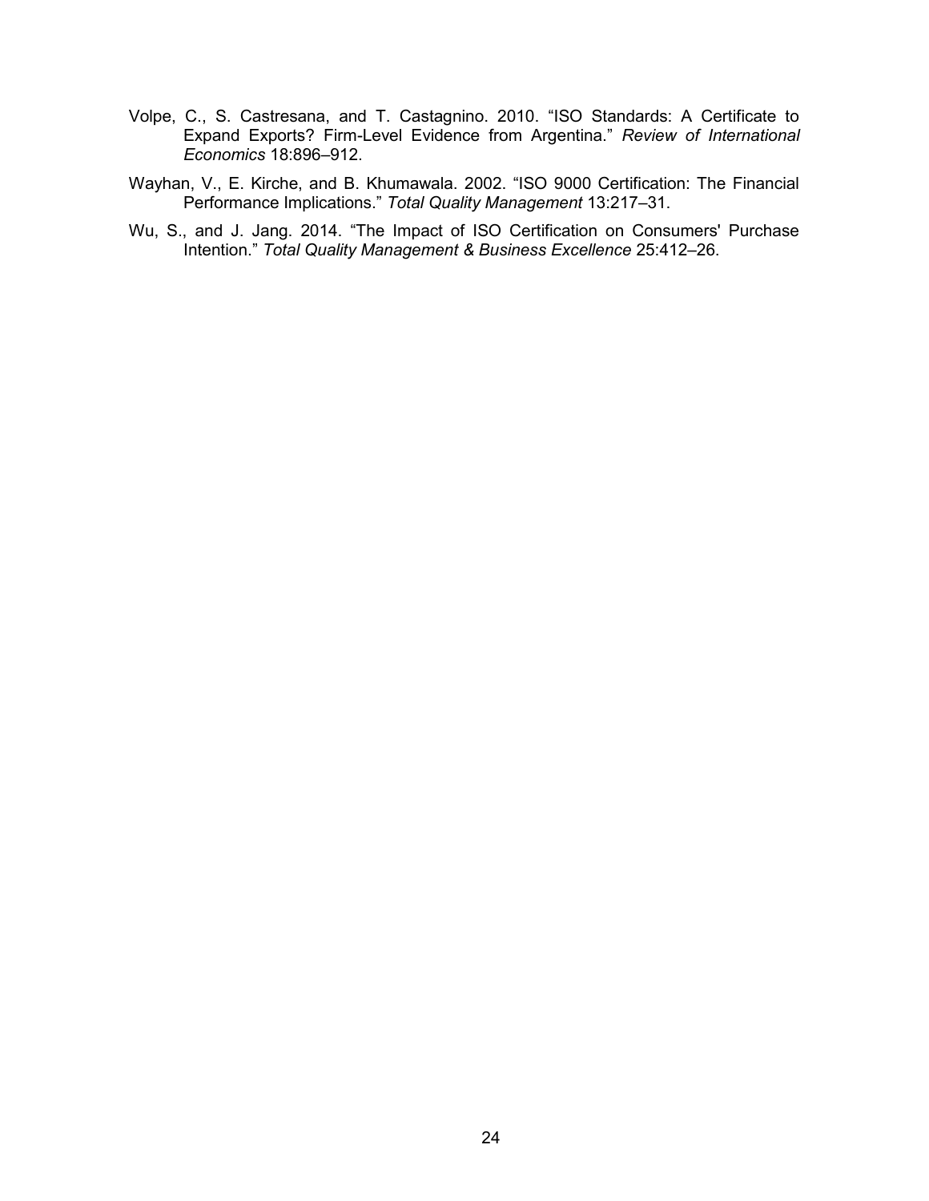Volpe, C., S. Castresana, and T. Castagnino. 2010. "ISO Standards: A Certificate to Expand Exports? Firm-Level Evidence from Argentina." *Review of International Economics* 18:896–912.

Wayhan, V., E. Kirche, and B. Khumawala. 2002. "ISO 9000 Certification: The Financial Performance Implications." *Total Quality Management* 13:217–31.

Wu, S., and J. Jang. 2014. "The Impact of ISO Certification on Consumers' Purchase Intention." *Total Quality Management & Business Excellence* 25:412–26.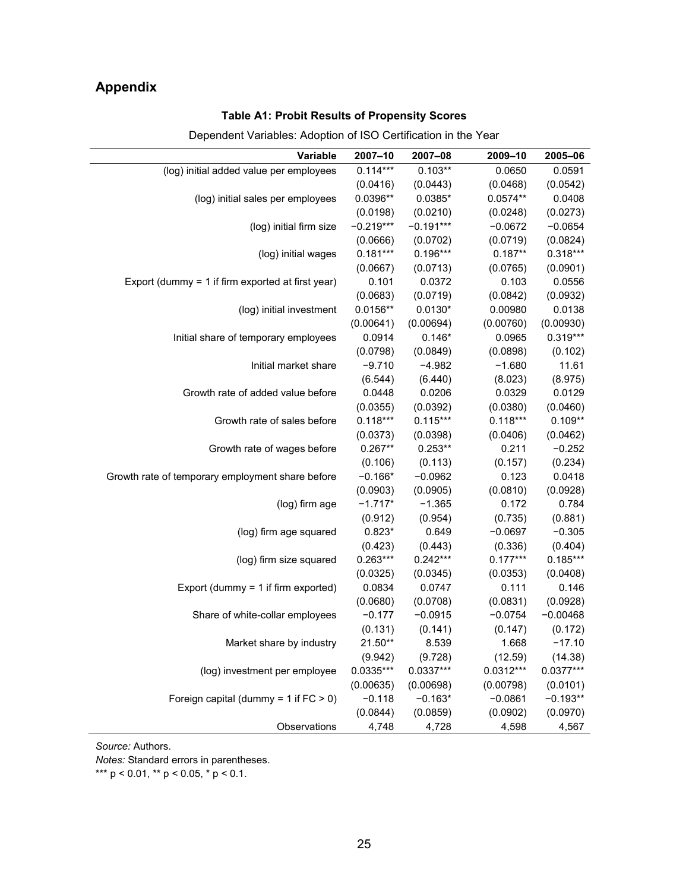## Appendix

**Table A1: Probit Results of Propensity Scores**

Dependent Variables: Adoption of ISO Certification in the Year

| Variable | 2007–10 | 2007–08 | 2009–10 | 2005–06 |
|---|---|---|---|---|
| (log) initial added value per employees | 0.114*** | 0.103** | 0.0650 | 0.0591 |
| | (0.0416) | (0.0443) | (0.0468) | (0.0542) |
| (log) initial sales per employees | 0.0396** | 0.0385* | 0.0574** | 0.0408 |
| | (0.0198) | (0.0210) | (0.0248) | (0.0273) |
| (log) initial firm size | −0.219*** | −0.191*** | −0.0672 | −0.0654 |
| | (0.0666) | (0.0702) | (0.0719) | (0.0824) |
| (log) initial wages | 0.181*** | 0.196*** | 0.187** | 0.318*** |
| | (0.0667) | (0.0713) | (0.0765) | (0.0901) |
| Export (dummy = 1 if firm exported at first year) | 0.101 | 0.0372 | 0.103 | 0.0556 |
| | (0.0683) | (0.0719) | (0.0842) | (0.0932) |
| (log) initial investment | 0.0156** | 0.0130* | 0.00980 | 0.0138 |
| | (0.00641) | (0.00694) | (0.00760) | (0.00930) |
| Initial share of temporary employees | 0.0914 | 0.146* | 0.0965 | 0.319*** |
| | (0.0798) | (0.0849) | (0.0898) | (0.102) |
| Initial market share | −9.710 | −4.982 | −1.680 | 11.61 |
| | (6.544) | (6.440) | (8.023) | (8.975) |
| Growth rate of added value before | 0.0448 | 0.0206 | 0.0329 | 0.0129 |
| | (0.0355) | (0.0392) | (0.0380) | (0.0460) |
| Growth rate of sales before | 0.118*** | 0.115*** | 0.118*** | 0.109** |
| | (0.0373) | (0.0398) | (0.0406) | (0.0462) |
| Growth rate of wages before | 0.267** | 0.253** | 0.211 | −0.252 |
| | (0.106) | (0.113) | (0.157) | (0.234) |
| Growth rate of temporary employment share before | −0.166* | −0.0962 | 0.123 | 0.0418 |
| | (0.0903) | (0.0905) | (0.0810) | (0.0928) |
| (log) firm age | −1.717* | −1.365 | 0.172 | 0.784 |
| | (0.912) | (0.954) | (0.735) | (0.881) |
| (log) firm age squared | 0.823* | 0.649 | −0.0697 | −0.305 |
| | (0.423) | (0.443) | (0.336) | (0.404) |
| (log) firm size squared | 0.263*** | 0.242*** | 0.177*** | 0.185*** |
| | (0.0325) | (0.0345) | (0.0353) | (0.0408) |
| Export (dummy = 1 if firm exported) | 0.0834 | 0.0747 | 0.111 | 0.146 |
| | (0.0680) | (0.0708) | (0.0831) | (0.0928) |
| Share of white-collar employees | −0.177 | −0.0915 | −0.0754 | −0.00468 |
| | (0.131) | (0.141) | (0.147) | (0.172) |
| Market share by industry | 21.50** | 8.539 | 1.668 | −17.10 |
| | (9.942) | (9.728) | (12.59) | (14.38) |
| (log) investment per employee | 0.0335*** | 0.0337*** | 0.0312*** | 0.0377*** |
| | (0.00635) | (0.00698) | (0.00798) | (0.0101) |
| Foreign capital (dummy = 1 if FC > 0) | −0.118 | −0.163* | −0.0861 | −0.193** |
| | (0.0844) | (0.0859) | (0.0902) | (0.0970) |
| Observations | 4,748 | 4,728 | 4,598 | 4,567 |

*Source:* Authors.

*Notes:* Standard errors in parentheses.

*** $p < 0.01$, ** $p < 0.05$, * $p < 0.1$.